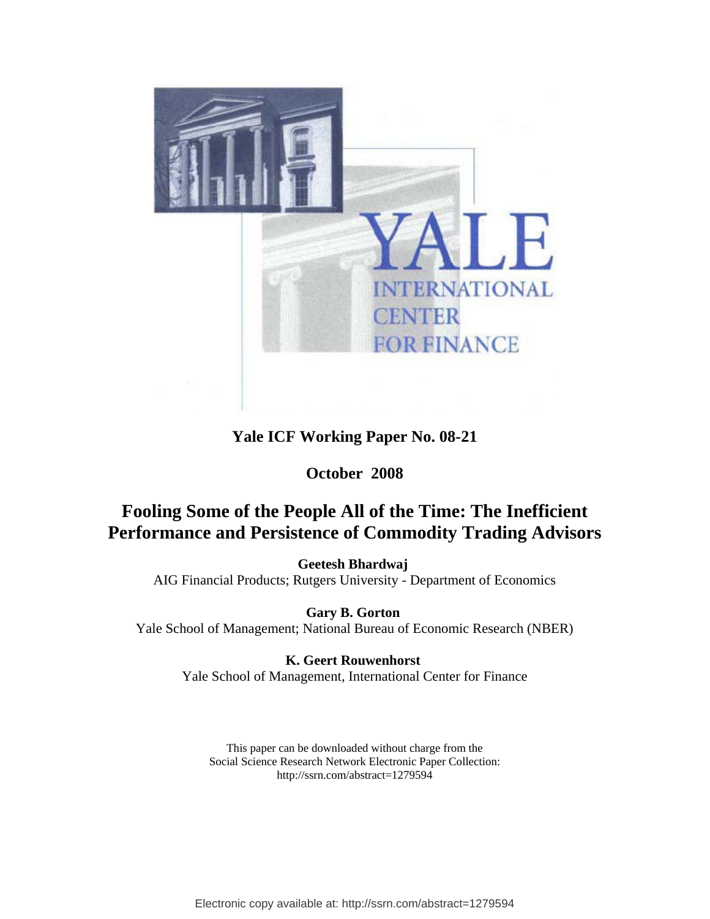YALE INTERNATIONAL CENTER FOR FINANCE

**Yale ICF Working Paper No. 08-21**

**October 2008**

# Fooling Some of the People All of the Time: The Inefficient Performance and Persistence of Commodity Trading Advisors

**Geetesh Bhardwaj**
AIG Financial Products; Rutgers University - Department of Economics

**Gary B. Gorton**
Yale School of Management; National Bureau of Economic Research (NBER)

**K. Geert Rouwenhorst**
Yale School of Management, International Center for Finance

This paper can be downloaded without charge from the Social Science Research Network Electronic Paper Collection: http://ssrn.com/abstract=1279594

Electronic copy available at: http://ssrn.com/abstract=1279594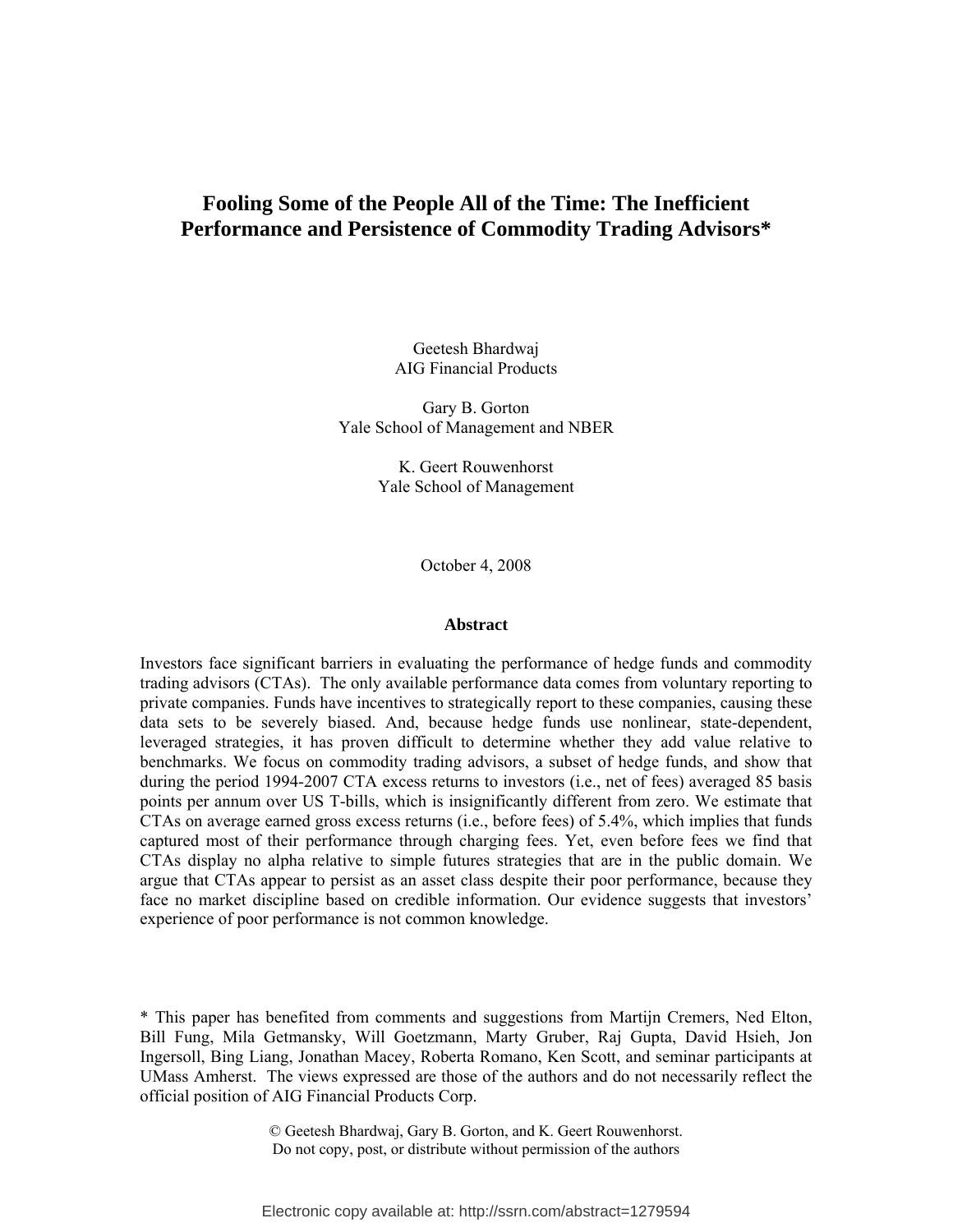# Fooling Some of the People All of the Time: The Inefficient Performance and Persistence of Commodity Trading Advisors*

Geetesh Bhardwaj
AIG Financial Products

Gary B. Gorton
Yale School of Management and NBER

K. Geert Rouwenhorst
Yale School of Management

October 4, 2008

## Abstract

Investors face significant barriers in evaluating the performance of hedge funds and commodity trading advisors (CTAs). The only available performance data comes from voluntary reporting to private companies. Funds have incentives to strategically report to these companies, causing these data sets to be severely biased. And, because hedge funds use nonlinear, state-dependent, leveraged strategies, it has proven difficult to determine whether they add value relative to benchmarks. We focus on commodity trading advisors, a subset of hedge funds, and show that during the period 1994-2007 CTA excess returns to investors (i.e., net of fees) averaged 85 basis points per annum over US T-bills, which is insignificantly different from zero. We estimate that CTAs on average earned gross excess returns (i.e., before fees) of 5.4%, which implies that funds captured most of their performance through charging fees. Yet, even before fees we find that CTAs display no alpha relative to simple futures strategies that are in the public domain. We argue that CTAs appear to persist as an asset class despite their poor performance, because they face no market discipline based on credible information. Our evidence suggests that investors' experience of poor performance is not common knowledge.

* This paper has benefited from comments and suggestions from Martijn Cremers, Ned Elton, Bill Fung, Mila Getmansky, Will Goetzmann, Marty Gruber, Raj Gupta, David Hsieh, Jon Ingersoll, Bing Liang, Jonathan Macey, Roberta Romano, Ken Scott, and seminar participants at UMass Amherst. The views expressed are those of the authors and do not necessarily reflect the official position of AIG Financial Products Corp.

© Geetesh Bhardwaj, Gary B. Gorton, and K. Geert Rouwenhorst.
Do not copy, post, or distribute without permission of the authors

Electronic copy available at: http://ssrn.com/abstract=1279594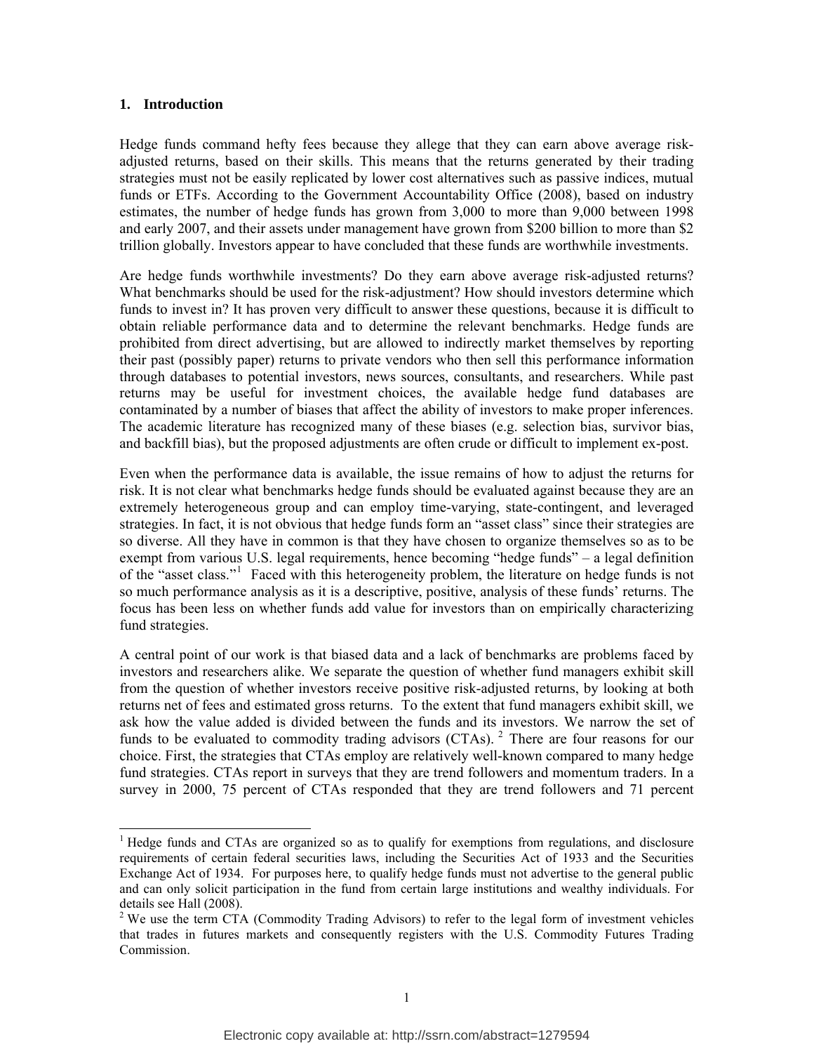## 1. Introduction

Hedge funds command hefty fees because they allege that they can earn above average risk-adjusted returns, based on their skills. This means that the returns generated by their trading strategies must not be easily replicated by lower cost alternatives such as passive indices, mutual funds or ETFs. According to the Government Accountability Office (2008), based on industry estimates, the number of hedge funds has grown from 3,000 to more than 9,000 between 1998 and early 2007, and their assets under management have grown from $200 billion to more than $2 trillion globally. Investors appear to have concluded that these funds are worthwhile investments.

Are hedge funds worthwhile investments? Do they earn above average risk-adjusted returns? What benchmarks should be used for the risk-adjustment? How should investors determine which funds to invest in? It has proven very difficult to answer these questions, because it is difficult to obtain reliable performance data and to determine the relevant benchmarks. Hedge funds are prohibited from direct advertising, but are allowed to indirectly market themselves by reporting their past (possibly paper) returns to private vendors who then sell this performance information through databases to potential investors, news sources, consultants, and researchers. While past returns may be useful for investment choices, the available hedge fund databases are contaminated by a number of biases that affect the ability of investors to make proper inferences. The academic literature has recognized many of these biases (e.g. selection bias, survivor bias, and backfill bias), but the proposed adjustments are often crude or difficult to implement ex-post.

Even when the performance data is available, the issue remains of how to adjust the returns for risk. It is not clear what benchmarks hedge funds should be evaluated against because they are an extremely heterogeneous group and can employ time-varying, state-contingent, and leveraged strategies. In fact, it is not obvious that hedge funds form an "asset class" since their strategies are so diverse. All they have in common is that they have chosen to organize themselves so as to be exempt from various U.S. legal requirements, hence becoming "hedge funds" – a legal definition of the "asset class."[1] Faced with this heterogeneity problem, the literature on hedge funds is not so much performance analysis as it is a descriptive, positive, analysis of these funds' returns. The focus has been less on whether funds add value for investors than on empirically characterizing fund strategies.

A central point of our work is that biased data and a lack of benchmarks are problems faced by investors and researchers alike. We separate the question of whether fund managers exhibit skill from the question of whether investors receive positive risk-adjusted returns, by looking at both returns net of fees and estimated gross returns. To the extent that fund managers exhibit skill, we ask how the value added is divided between the funds and its investors. We narrow the set of funds to be evaluated to commodity trading advisors (CTAs).[2] There are four reasons for our choice. First, the strategies that CTAs employ are relatively well-known compared to many hedge fund strategies. CTAs report in surveys that they are trend followers and momentum traders. In a survey in 2000, 75 percent of CTAs responded that they are trend followers and 71 percent

---

[1] Hedge funds and CTAs are organized so as to qualify for exemptions from regulations, and disclosure requirements of certain federal securities laws, including the Securities Act of 1933 and the Securities Exchange Act of 1934. For purposes here, to qualify hedge funds must not advertise to the general public and can only solicit participation in the fund from certain large institutions and wealthy individuals. For details see Hall (2008).

[2] We use the term CTA (Commodity Trading Advisors) to refer to the legal form of investment vehicles that trades in futures markets and consequently registers with the U.S. Commodity Futures Trading Commission.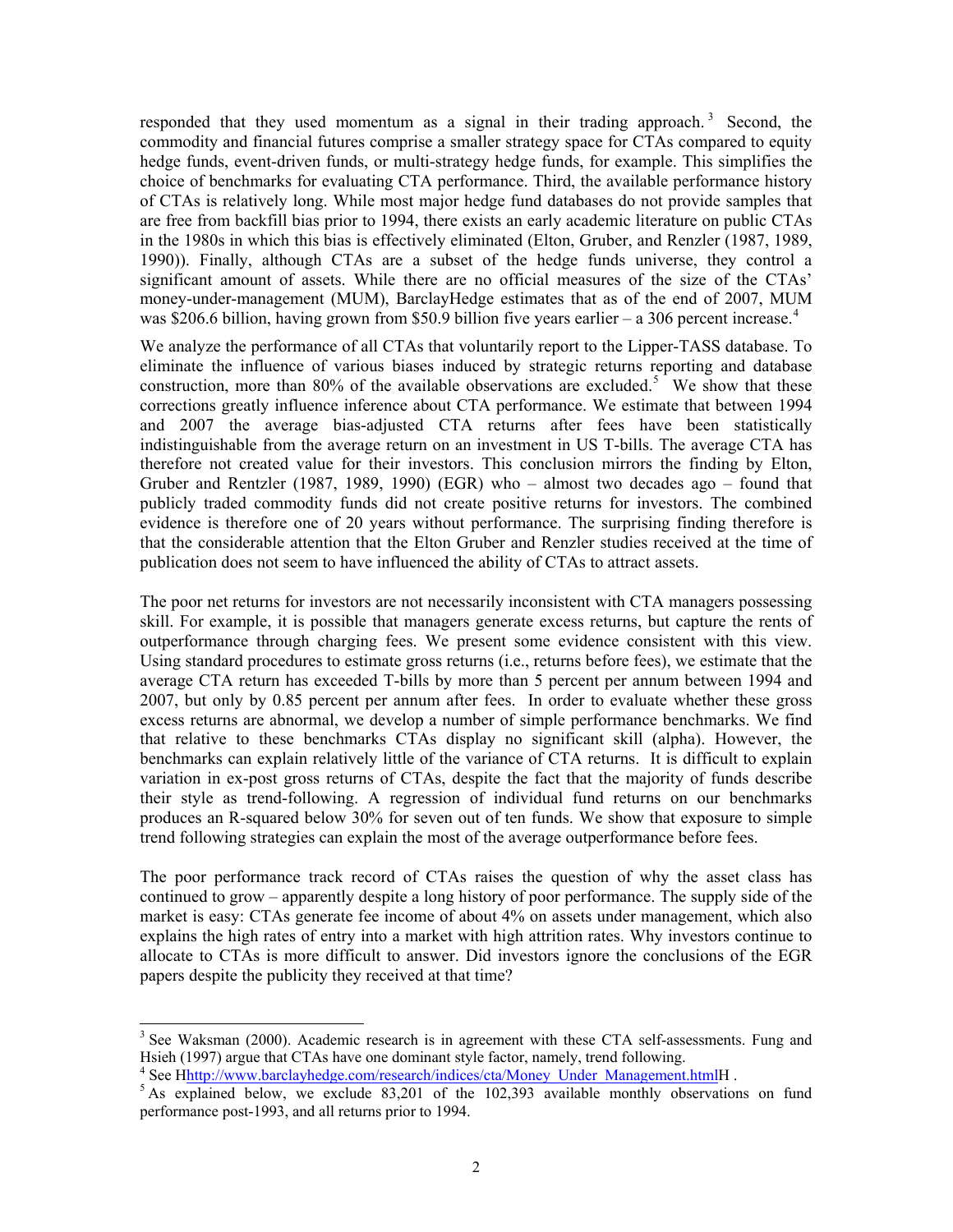responded that they used momentum as a signal in their trading approach.[3] Second, the commodity and financial futures comprise a smaller strategy space for CTAs compared to equity hedge funds, event-driven funds, or multi-strategy hedge funds, for example. This simplifies the choice of benchmarks for evaluating CTA performance. Third, the available performance history of CTAs is relatively long. While most major hedge fund databases do not provide samples that are free from backfill bias prior to 1994, there exists an early academic literature on public CTAs in the 1980s in which this bias is effectively eliminated (Elton, Gruber, and Renzler (1987, 1989, 1990)). Finally, although CTAs are a subset of the hedge funds universe, they control a significant amount of assets. While there are no official measures of the size of the CTAs' money-under-management (MUM), BarclayHedge estimates that as of the end of 2007, MUM was \$206.6 billion, having grown from \$50.9 billion five years earlier – a 306 percent increase.[4]

We analyze the performance of all CTAs that voluntarily report to the Lipper-TASS database. To eliminate the influence of various biases induced by strategic returns reporting and database construction, more than 80% of the available observations are excluded.[5] We show that these corrections greatly influence inference about CTA performance. We estimate that between 1994 and 2007 the average bias-adjusted CTA returns after fees have been statistically indistinguishable from the average return on an investment in US T-bills. The average CTA has therefore not created value for their investors. This conclusion mirrors the finding by Elton, Gruber and Rentzler (1987, 1989, 1990) (EGR) who – almost two decades ago – found that publicly traded commodity funds did not create positive returns for investors. The combined evidence is therefore one of 20 years without performance. The surprising finding therefore is that the considerable attention that the Elton Gruber and Renzler studies received at the time of publication does not seem to have influenced the ability of CTAs to attract assets.

The poor net returns for investors are not necessarily inconsistent with CTA managers possessing skill. For example, it is possible that managers generate excess returns, but capture the rents of outperformance through charging fees. We present some evidence consistent with this view. Using standard procedures to estimate gross returns (i.e., returns before fees), we estimate that the average CTA return has exceeded T-bills by more than 5 percent per annum between 1994 and 2007, but only by 0.85 percent per annum after fees. In order to evaluate whether these gross excess returns are abnormal, we develop a number of simple performance benchmarks. We find that relative to these benchmarks CTAs display no significant skill (alpha). However, the benchmarks can explain relatively little of the variance of CTA returns. It is difficult to explain variation in ex-post gross returns of CTAs, despite the fact that the majority of funds describe their style as trend-following. A regression of individual fund returns on our benchmarks produces an R-squared below 30% for seven out of ten funds. We show that exposure to simple trend following strategies can explain the most of the average outperformance before fees.

The poor performance track record of CTAs raises the question of why the asset class has continued to grow – apparently despite a long history of poor performance. The supply side of the market is easy: CTAs generate fee income of about 4% on assets under management, which also explains the high rates of entry into a market with high attrition rates. Why investors continue to allocate to CTAs is more difficult to answer. Did investors ignore the conclusions of the EGR papers despite the publicity they received at that time?

---

[3] See Waksman (2000). Academic research is in agreement with these CTA self-assessments. Fung and Hsieh (1997) argue that CTAs have one dominant style factor, namely, trend following.

[4] See Hhttp://www.barclayhedge.com/research/indices/cta/Money_Under_Management.htmlH .

[5] As explained below, we exclude 83,201 of the 102,393 available monthly observations on fund performance post-1993, and all returns prior to 1994.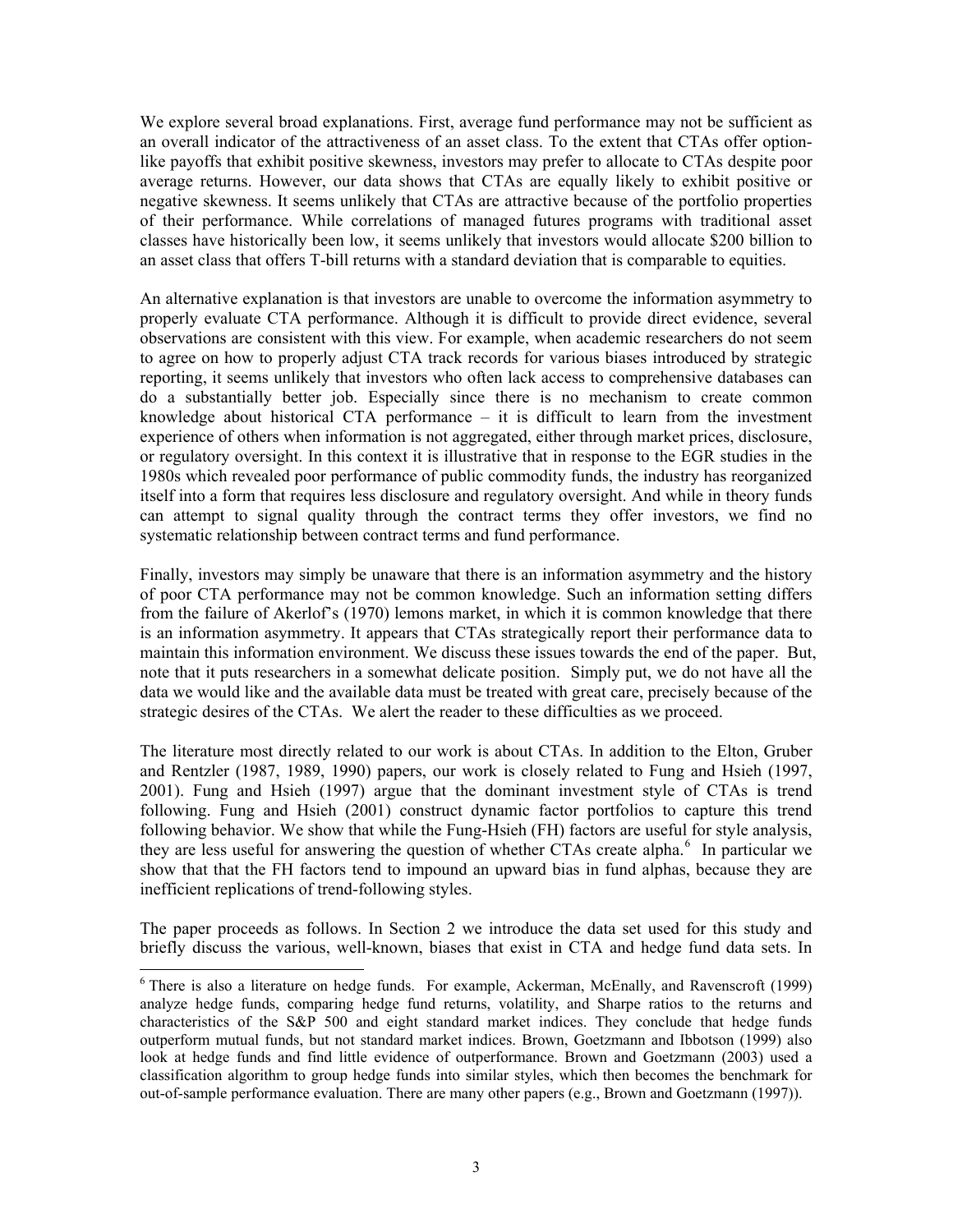We explore several broad explanations. First, average fund performance may not be sufficient as an overall indicator of the attractiveness of an asset class. To the extent that CTAs offer option-like payoffs that exhibit positive skewness, investors may prefer to allocate to CTAs despite poor average returns. However, our data shows that CTAs are equally likely to exhibit positive or negative skewness. It seems unlikely that CTAs are attractive because of the portfolio properties of their performance. While correlations of managed futures programs with traditional asset classes have historically been low, it seems unlikely that investors would allocate $200 billion to an asset class that offers T-bill returns with a standard deviation that is comparable to equities.

An alternative explanation is that investors are unable to overcome the information asymmetry to properly evaluate CTA performance. Although it is difficult to provide direct evidence, several observations are consistent with this view. For example, when academic researchers do not seem to agree on how to properly adjust CTA track records for various biases introduced by strategic reporting, it seems unlikely that investors who often lack access to comprehensive databases can do a substantially better job. Especially since there is no mechanism to create common knowledge about historical CTA performance – it is difficult to learn from the investment experience of others when information is not aggregated, either through market prices, disclosure, or regulatory oversight. In this context it is illustrative that in response to the EGR studies in the 1980s which revealed poor performance of public commodity funds, the industry has reorganized itself into a form that requires less disclosure and regulatory oversight. And while in theory funds can attempt to signal quality through the contract terms they offer investors, we find no systematic relationship between contract terms and fund performance.

Finally, investors may simply be unaware that there is an information asymmetry and the history of poor CTA performance may not be common knowledge. Such an information setting differs from the failure of Akerlof's (1970) lemons market, in which it is common knowledge that there is an information asymmetry. It appears that CTAs strategically report their performance data to maintain this information environment. We discuss these issues towards the end of the paper. But, note that it puts researchers in a somewhat delicate position. Simply put, we do not have all the data we would like and the available data must be treated with great care, precisely because of the strategic desires of the CTAs. We alert the reader to these difficulties as we proceed.

The literature most directly related to our work is about CTAs. In addition to the Elton, Gruber and Rentzler (1987, 1989, 1990) papers, our work is closely related to Fung and Hsieh (1997, 2001). Fung and Hsieh (1997) argue that the dominant investment style of CTAs is trend following. Fung and Hsieh (2001) construct dynamic factor portfolios to capture this trend following behavior. We show that while the Fung-Hsieh (FH) factors are useful for style analysis, they are less useful for answering the question of whether CTAs create alpha.[6] In particular we show that that the FH factors tend to impound an upward bias in fund alphas, because they are inefficient replications of trend-following styles.

The paper proceeds as follows. In Section 2 we introduce the data set used for this study and briefly discuss the various, well-known, biases that exist in CTA and hedge fund data sets. In

[6] There is also a literature on hedge funds. For example, Ackerman, McEnally, and Ravenscroft (1999) analyze hedge funds, comparing hedge fund returns, volatility, and Sharpe ratios to the returns and characteristics of the S&P 500 and eight standard market indices. They conclude that hedge funds outperform mutual funds, but not standard market indices. Brown, Goetzmann and Ibbotson (1999) also look at hedge funds and find little evidence of outperformance. Brown and Goetzmann (2003) used a classification algorithm to group hedge funds into similar styles, which then becomes the benchmark for out-of-sample performance evaluation. There are many other papers (e.g., Brown and Goetzmann (1997)).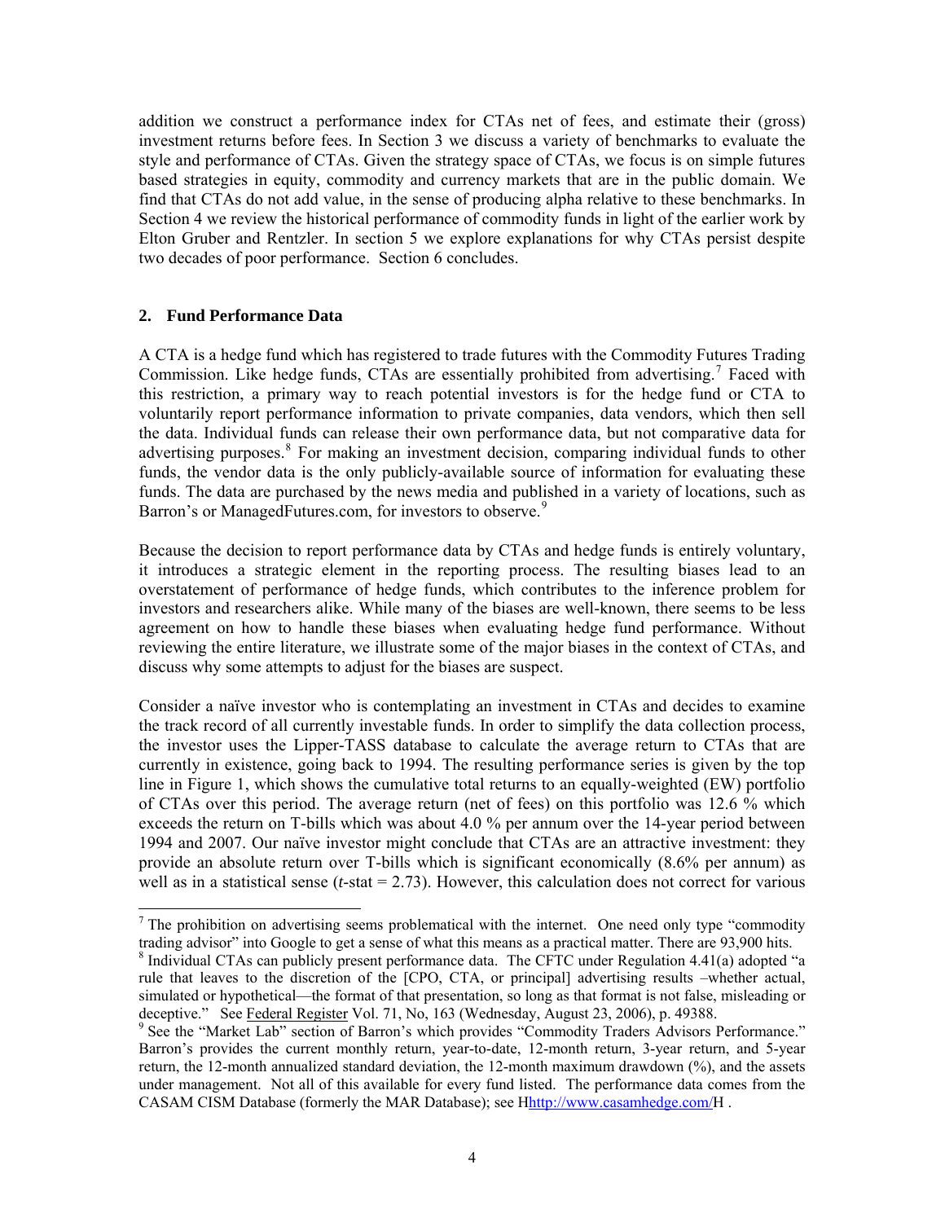addition we construct a performance index for CTAs net of fees, and estimate their (gross) investment returns before fees. In Section 3 we discuss a variety of benchmarks to evaluate the style and performance of CTAs. Given the strategy space of CTAs, we focus is on simple futures based strategies in equity, commodity and currency markets that are in the public domain. We find that CTAs do not add value, in the sense of producing alpha relative to these benchmarks. In Section 4 we review the historical performance of commodity funds in light of the earlier work by Elton Gruber and Rentzler. In section 5 we explore explanations for why CTAs persist despite two decades of poor performance. Section 6 concludes.

## 2. Fund Performance Data

A CTA is a hedge fund which has registered to trade futures with the Commodity Futures Trading Commission. Like hedge funds, CTAs are essentially prohibited from advertising.[7] Faced with this restriction, a primary way to reach potential investors is for the hedge fund or CTA to voluntarily report performance information to private companies, data vendors, which then sell the data. Individual funds can release their own performance data, but not comparative data for advertising purposes.[8] For making an investment decision, comparing individual funds to other funds, the vendor data is the only publicly-available source of information for evaluating these funds. The data are purchased by the news media and published in a variety of locations, such as Barron's or ManagedFutures.com, for investors to observe.[9]

Because the decision to report performance data by CTAs and hedge funds is entirely voluntary, it introduces a strategic element in the reporting process. The resulting biases lead to an overstatement of performance of hedge funds, which contributes to the inference problem for investors and researchers alike. While many of the biases are well-known, there seems to be less agreement on how to handle these biases when evaluating hedge fund performance. Without reviewing the entire literature, we illustrate some of the major biases in the context of CTAs, and discuss why some attempts to adjust for the biases are suspect.

Consider a naïve investor who is contemplating an investment in CTAs and decides to examine the track record of all currently investable funds. In order to simplify the data collection process, the investor uses the Lipper-TASS database to calculate the average return to CTAs that are currently in existence, going back to 1994. The resulting performance series is given by the top line in Figure 1, which shows the cumulative total returns to an equally-weighted (EW) portfolio of CTAs over this period. The average return (net of fees) on this portfolio was 12.6 % which exceeds the return on T-bills which was about 4.0 % per annum over the 14-year period between 1994 and 2007. Our naïve investor might conclude that CTAs are an attractive investment: they provide an absolute return over T-bills which is significant economically (8.6% per annum) as well as in a statistical sense (*t*-stat = 2.73). However, this calculation does not correct for various

---

[7] The prohibition on advertising seems problematical with the internet. One need only type "commodity trading advisor" into Google to get a sense of what this means as a practical matter. There are 93,900 hits.

[8] Individual CTAs can publicly present performance data. The CFTC under Regulation 4.41(a) adopted "a rule that leaves to the discretion of the [CPO, CTA, or principal] advertising results –whether actual, simulated or hypothetical—the format of that presentation, so long as that format is not false, misleading or deceptive." See Federal Register Vol. 71, No, 163 (Wednesday, August 23, 2006), p. 49388.

[9] See the "Market Lab" section of Barron's which provides "Commodity Traders Advisors Performance." Barron's provides the current monthly return, year-to-date, 12-month return, 3-year return, and 5-year return, the 12-month annualized standard deviation, the 12-month maximum drawdown (%), and the assets under management. Not all of this available for every fund listed. The performance data comes from the CASAM CISM Database (formerly the MAR Database); see Hhttp://www.casamhedge.com/H .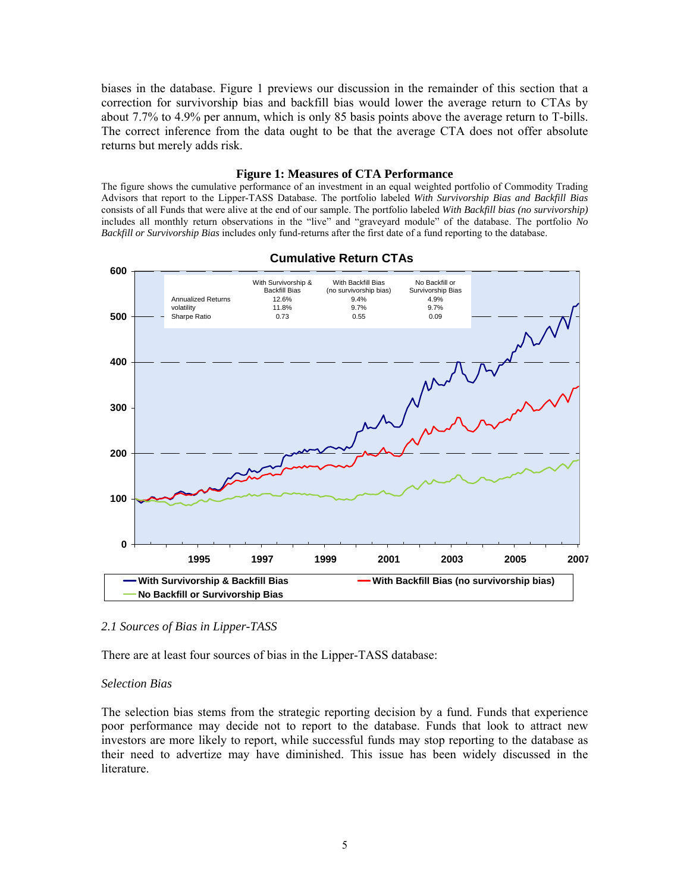biases in the database. Figure 1 previews our discussion in the remainder of this section that a correction for survivorship bias and backfill bias would lower the average return to CTAs by about 7.7% to 4.9% per annum, which is only 85 basis points above the average return to T-bills. The correct inference from the data ought to be that the average CTA does not offer absolute returns but merely adds risk.

**Figure 1: Measures of CTA Performance**

The figure shows the cumulative performance of an investment in an equal weighted portfolio of Commodity Trading Advisors that report to the Lipper-TASS Database. The portfolio labeled *With Survivorship Bias and Backfill Bias* consists of all Funds that were alive at the end of our sample. The portfolio labeled *With Backfill bias (no survivorship)* includes all monthly return observations in the "live" and "graveyard module" of the database. The portfolio *No Backfill or Survivorship Bias* includes only fund-returns after the first date of a fund reporting to the database.

**Cumulative Return CTAs**

| | With Survivorship & Backfill Bias | With Backfill Bias (no survivorship bias) | No Backfill or Survivorship Bias |
|---|---|---|---|
| Annualized Returns | 12.6% | 9.4% | 4.9% |
| volatility | 11.8% | 9.7% | 9.7% |
| Sharpe Ratio | 0.73 | 0.55 | 0.09 |

## 2.1 Sources of Bias in Lipper-TASS

There are at least four sources of bias in the Lipper-TASS database:

*Selection Bias*

The selection bias stems from the strategic reporting decision by a fund. Funds that experience poor performance may decide not to report to the database. Funds that look to attract new investors are more likely to report, while successful funds may stop reporting to the database as their need to advertize may have diminished. This issue has been widely discussed in the literature.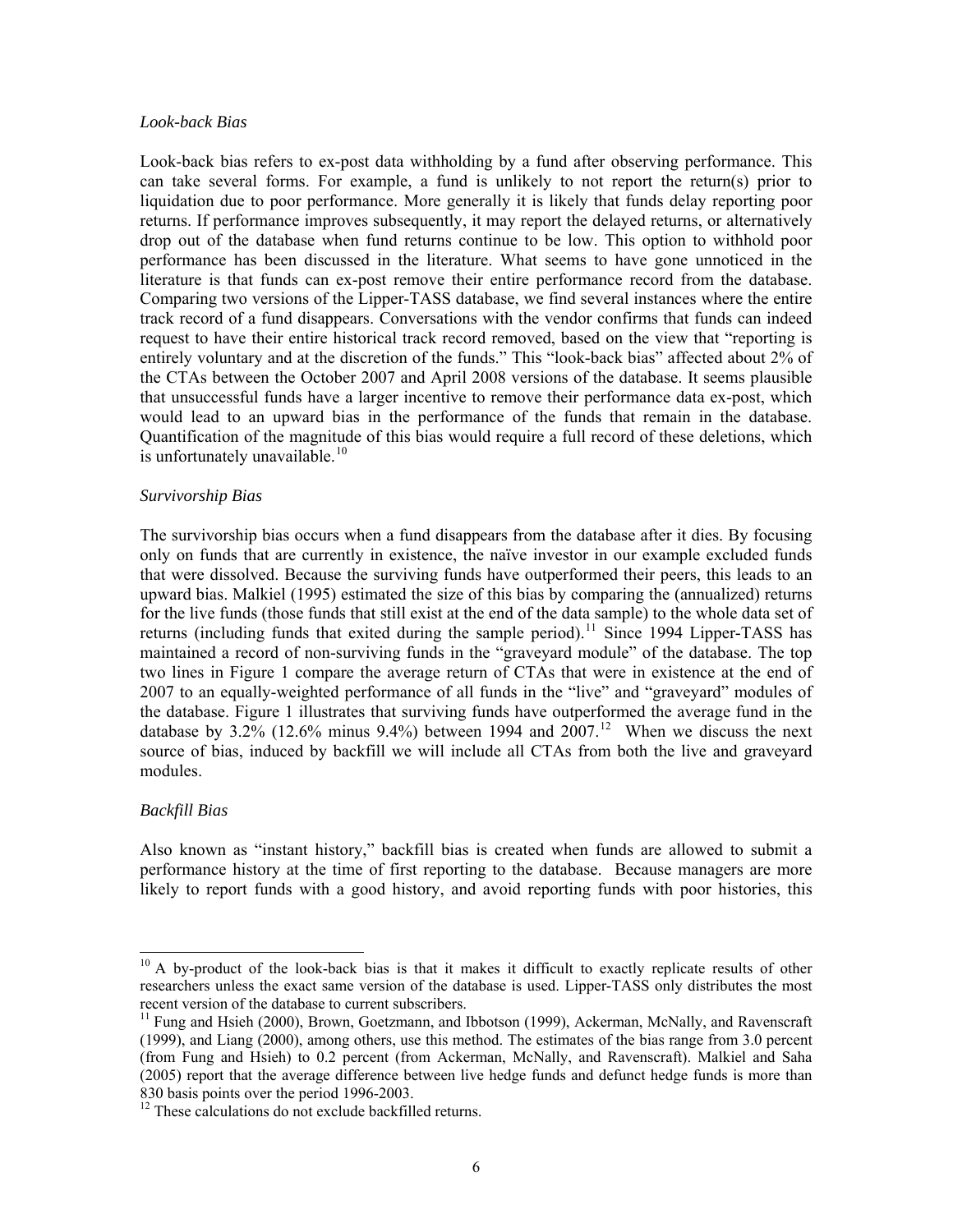*Look-back Bias*

Look-back bias refers to ex-post data withholding by a fund after observing performance. This can take several forms. For example, a fund is unlikely to not report the return(s) prior to liquidation due to poor performance. More generally it is likely that funds delay reporting poor returns. If performance improves subsequently, it may report the delayed returns, or alternatively drop out of the database when fund returns continue to be low. This option to withhold poor performance has been discussed in the literature. What seems to have gone unnoticed in the literature is that funds can ex-post remove their entire performance record from the database. Comparing two versions of the Lipper-TASS database, we find several instances where the entire track record of a fund disappears. Conversations with the vendor confirms that funds can indeed request to have their entire historical track record removed, based on the view that "reporting is entirely voluntary and at the discretion of the funds." This "look-back bias" affected about 2% of the CTAs between the October 2007 and April 2008 versions of the database. It seems plausible that unsuccessful funds have a larger incentive to remove their performance data ex-post, which would lead to an upward bias in the performance of the funds that remain in the database. Quantification of the magnitude of this bias would require a full record of these deletions, which is unfortunately unavailable.[10]

*Survivorship Bias*

The survivorship bias occurs when a fund disappears from the database after it dies. By focusing only on funds that are currently in existence, the naïve investor in our example excluded funds that were dissolved. Because the surviving funds have outperformed their peers, this leads to an upward bias. Malkiel (1995) estimated the size of this bias by comparing the (annualized) returns for the live funds (those funds that still exist at the end of the data sample) to the whole data set of returns (including funds that exited during the sample period).[11] Since 1994 Lipper-TASS has maintained a record of non-surviving funds in the "graveyard module" of the database. The top two lines in Figure 1 compare the average return of CTAs that were in existence at the end of 2007 to an equally-weighted performance of all funds in the "live" and "graveyard" modules of the database. Figure 1 illustrates that surviving funds have outperformed the average fund in the database by 3.2% (12.6% minus 9.4%) between 1994 and 2007.[12] When we discuss the next source of bias, induced by backfill we will include all CTAs from both the live and graveyard modules.

*Backfill Bias*

Also known as "instant history," backfill bias is created when funds are allowed to submit a performance history at the time of first reporting to the database. Because managers are more likely to report funds with a good history, and avoid reporting funds with poor histories, this

---

[10] A by-product of the look-back bias is that it makes it difficult to exactly replicate results of other researchers unless the exact same version of the database is used. Lipper-TASS only distributes the most recent version of the database to current subscribers.

[11] Fung and Hsieh (2000), Brown, Goetzmann, and Ibbotson (1999), Ackerman, McNally, and Ravenscraft (1999), and Liang (2000), among others, use this method. The estimates of the bias range from 3.0 percent (from Fung and Hsieh) to 0.2 percent (from Ackerman, McNally, and Ravenscraft). Malkiel and Saha (2005) report that the average difference between live hedge funds and defunct hedge funds is more than 830 basis points over the period 1996-2003.

[12] These calculations do not exclude backfilled returns.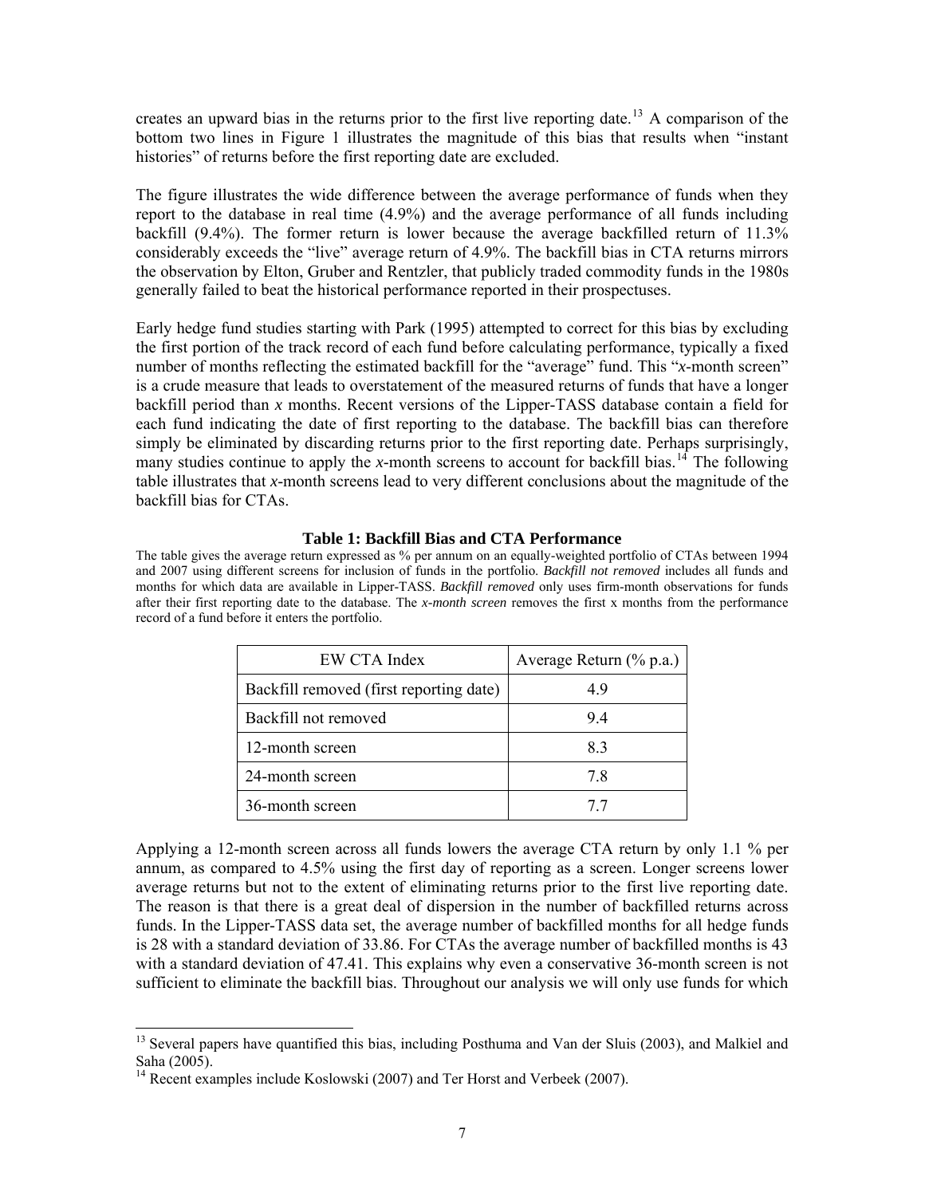creates an upward bias in the returns prior to the first live reporting date.[13] A comparison of the bottom two lines in Figure 1 illustrates the magnitude of this bias that results when "instant histories" of returns before the first reporting date are excluded.

The figure illustrates the wide difference between the average performance of funds when they report to the database in real time (4.9%) and the average performance of all funds including backfill (9.4%). The former return is lower because the average backfilled return of 11.3% considerably exceeds the "live" average return of 4.9%. The backfill bias in CTA returns mirrors the observation by Elton, Gruber and Rentzler, that publicly traded commodity funds in the 1980s generally failed to beat the historical performance reported in their prospectuses.

Early hedge fund studies starting with Park (1995) attempted to correct for this bias by excluding the first portion of the track record of each fund before calculating performance, typically a fixed number of months reflecting the estimated backfill for the "average" fund. This "*x*-month screen" is a crude measure that leads to overstatement of the measured returns of funds that have a longer backfill period than *x* months. Recent versions of the Lipper-TASS database contain a field for each fund indicating the date of first reporting to the database. The backfill bias can therefore simply be eliminated by discarding returns prior to the first reporting date. Perhaps surprisingly, many studies continue to apply the *x*-month screens to account for backfill bias.[14] The following table illustrates that *x*-month screens lead to very different conclusions about the magnitude of the backfill bias for CTAs.

**Table 1: Backfill Bias and CTA Performance**

The table gives the average return expressed as % per annum on an equally-weighted portfolio of CTAs between 1994 and 2007 using different screens for inclusion of funds in the portfolio. *Backfill not removed* includes all funds and months for which data are available in Lipper-TASS. *Backfill removed* only uses firm-month observations for funds after their first reporting date to the database. The *x-month screen* removes the first x months from the performance record of a fund before it enters the portfolio.

| EW CTA Index | Average Return (% p.a.) |
|---|---|
| Backfill removed (first reporting date) | 4.9 |
| Backfill not removed | 9.4 |
| 12-month screen | 8.3 |
| 24-month screen | 7.8 |
| 36-month screen | 7.7 |

Applying a 12-month screen across all funds lowers the average CTA return by only 1.1 % per annum, as compared to 4.5% using the first day of reporting as a screen. Longer screens lower average returns but not to the extent of eliminating returns prior to the first live reporting date. The reason is that there is a great deal of dispersion in the number of backfilled returns across funds. In the Lipper-TASS data set, the average number of backfilled months for all hedge funds is 28 with a standard deviation of 33.86. For CTAs the average number of backfilled months is 43 with a standard deviation of 47.41. This explains why even a conservative 36-month screen is not sufficient to eliminate the backfill bias. Throughout our analysis we will only use funds for which

[13] Several papers have quantified this bias, including Posthuma and Van der Sluis (2003), and Malkiel and Saha (2005).

[14] Recent examples include Koslowski (2007) and Ter Horst and Verbeek (2007).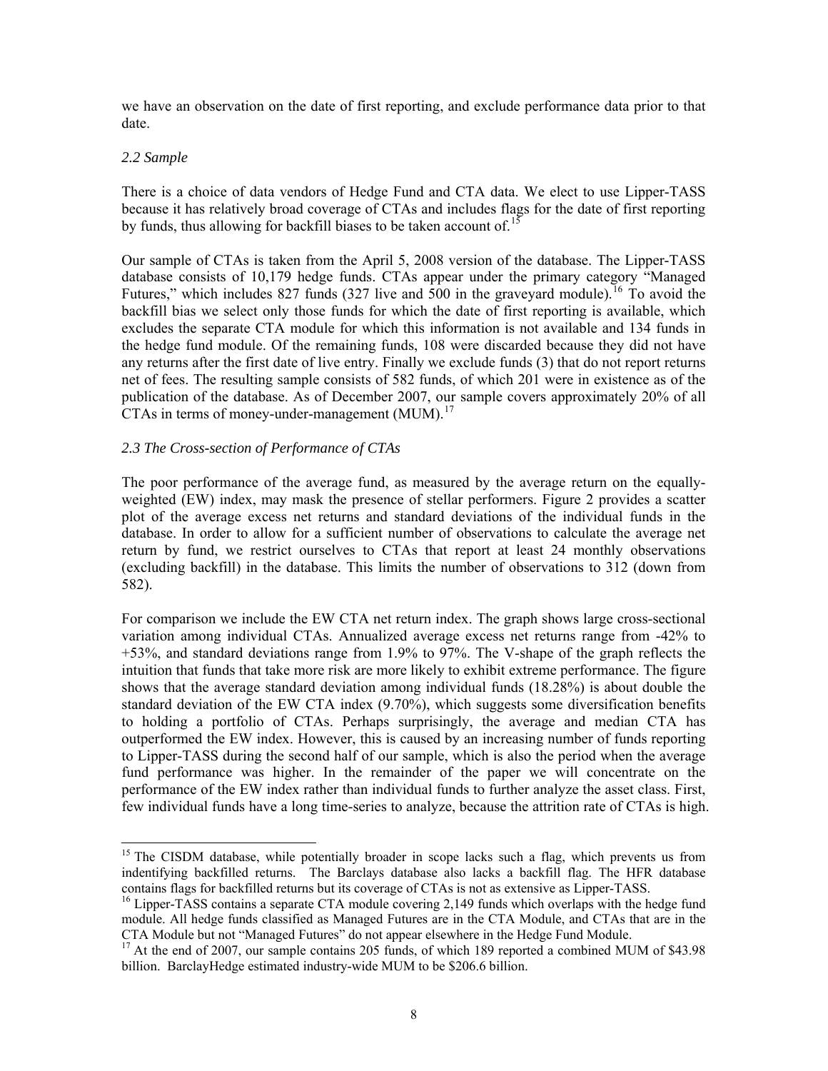we have an observation on the date of first reporting, and exclude performance data prior to that date.

### *2.2 Sample*

There is a choice of data vendors of Hedge Fund and CTA data. We elect to use Lipper-TASS because it has relatively broad coverage of CTAs and includes flags for the date of first reporting by funds, thus allowing for backfill biases to be taken account of.[15]

Our sample of CTAs is taken from the April 5, 2008 version of the database. The Lipper-TASS database consists of 10,179 hedge funds. CTAs appear under the primary category "Managed Futures," which includes 827 funds (327 live and 500 in the graveyard module).[16] To avoid the backfill bias we select only those funds for which the date of first reporting is available, which excludes the separate CTA module for which this information is not available and 134 funds in the hedge fund module. Of the remaining funds, 108 were discarded because they did not have any returns after the first date of live entry. Finally we exclude funds (3) that do not report returns net of fees. The resulting sample consists of 582 funds, of which 201 were in existence as of the publication of the database. As of December 2007, our sample covers approximately 20% of all CTAs in terms of money-under-management (MUM).[17]

### *2.3 The Cross-section of Performance of CTAs*

The poor performance of the average fund, as measured by the average return on the equally-weighted (EW) index, may mask the presence of stellar performers. Figure 2 provides a scatter plot of the average excess net returns and standard deviations of the individual funds in the database. In order to allow for a sufficient number of observations to calculate the average net return by fund, we restrict ourselves to CTAs that report at least 24 monthly observations (excluding backfill) in the database. This limits the number of observations to 312 (down from 582).

For comparison we include the EW CTA net return index. The graph shows large cross-sectional variation among individual CTAs. Annualized average excess net returns range from -42% to +53%, and standard deviations range from 1.9% to 97%. The V-shape of the graph reflects the intuition that funds that take more risk are more likely to exhibit extreme performance. The figure shows that the average standard deviation among individual funds (18.28%) is about double the standard deviation of the EW CTA index (9.70%), which suggests some diversification benefits to holding a portfolio of CTAs. Perhaps surprisingly, the average and median CTA has outperformed the EW index. However, this is caused by an increasing number of funds reporting to Lipper-TASS during the second half of our sample, which is also the period when the average fund performance was higher. In the remainder of the paper we will concentrate on the performance of the EW index rather than individual funds to further analyze the asset class. First, few individual funds have a long time-series to analyze, because the attrition rate of CTAs is high.

---

[15] The CISDM database, while potentially broader in scope lacks such a flag, which prevents us from indentifying backfilled returns. The Barclays database also lacks a backfill flag. The HFR database contains flags for backfilled returns but its coverage of CTAs is not as extensive as Lipper-TASS.

[16] Lipper-TASS contains a separate CTA module covering 2,149 funds which overlaps with the hedge fund module. All hedge funds classified as Managed Futures are in the CTA Module, and CTAs that are in the CTA Module but not "Managed Futures" do not appear elsewhere in the Hedge Fund Module.

[17] At the end of 2007, our sample contains 205 funds, of which 189 reported a combined MUM of $43.98 billion. BarclayHedge estimated industry-wide MUM to be $206.6 billion.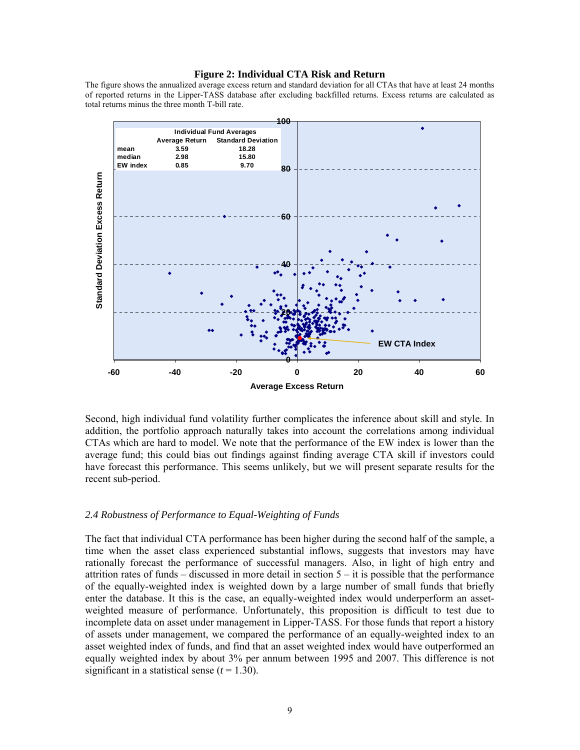**Figure 2: Individual CTA Risk and Return**

The figure shows the annualized average excess return and standard deviation for all CTAs that have at least 24 months of reported returns in the Lipper-TASS database after excluding backfilled returns. Excess returns are calculated as total returns minus the three month T-bill rate.

| Individual Fund Averages | Average Return | Standard Deviation |
|---|---|---|
| mean | 3.59 | 18.28 |
| median | 2.98 | 15.80 |
| EW index | 0.85 | 9.70 |

Second, high individual fund volatility further complicates the inference about skill and style. In addition, the portfolio approach naturally takes into account the correlations among individual CTAs which are hard to model. We note that the performance of the EW index is lower than the average fund; this could bias out findings against finding average CTA skill if investors could have forecast this performance. This seems unlikely, but we will present separate results for the recent sub-period.

### *2.4 Robustness of Performance to Equal-Weighting of Funds*

The fact that individual CTA performance has been higher during the second half of the sample, a time when the asset class experienced substantial inflows, suggests that investors may have rationally forecast the performance of successful managers. Also, in light of high entry and attrition rates of funds – discussed in more detail in section 5 – it is possible that the performance of the equally-weighted index is weighted down by a large number of small funds that briefly enter the database. It this is the case, an equally-weighted index would underperform an asset-weighted measure of performance. Unfortunately, this proposition is difficult to test due to incomplete data on asset under management in Lipper-TASS. For those funds that report a history of assets under management, we compared the performance of an equally-weighted index to an asset weighted index of funds, and find that an asset weighted index would have outperformed an equally weighted index by about 3% per annum between 1995 and 2007. This difference is not significant in a statistical sense ($t = 1.30$).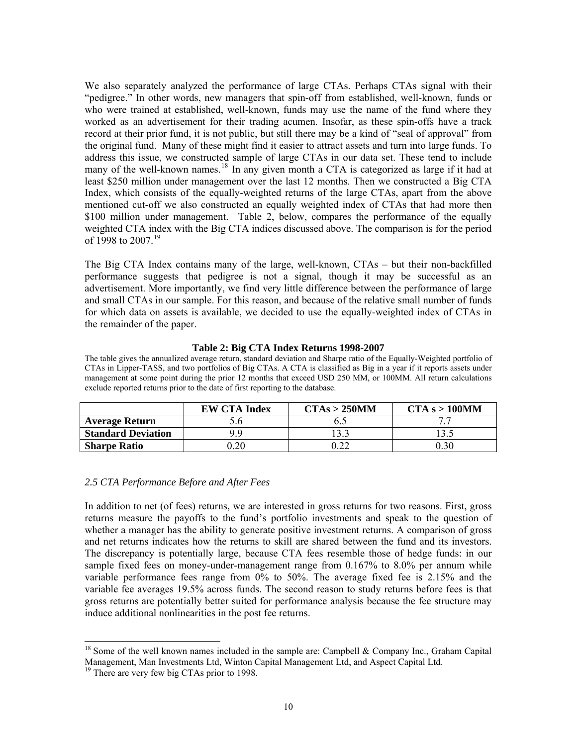We also separately analyzed the performance of large CTAs. Perhaps CTAs signal with their "pedigree." In other words, new managers that spin-off from established, well-known, funds or who were trained at established, well-known, funds may use the name of the fund where they worked as an advertisement for their trading acumen. Insofar, as these spin-offs have a track record at their prior fund, it is not public, but still there may be a kind of "seal of approval" from the original fund. Many of these might find it easier to attract assets and turn into large funds. To address this issue, we constructed sample of large CTAs in our data set. These tend to include many of the well-known names.[18] In any given month a CTA is categorized as large if it had at least \$250 million under management over the last 12 months. Then we constructed a Big CTA Index, which consists of the equally-weighted returns of the large CTAs, apart from the above mentioned cut-off we also constructed an equally weighted index of CTAs that had more then \$100 million under management. Table 2, below, compares the performance of the equally weighted CTA index with the Big CTA indices discussed above. The comparison is for the period of 1998 to 2007.[19]

The Big CTA Index contains many of the large, well-known, CTAs – but their non-backfilled performance suggests that pedigree is not a signal, though it may be successful as an advertisement. More importantly, we find very little difference between the performance of large and small CTAs in our sample. For this reason, and because of the relative small number of funds for which data on assets is available, we decided to use the equally-weighted index of CTAs in the remainder of the paper.

**Table 2: Big CTA Index Returns 1998-2007**

The table gives the annualized average return, standard deviation and Sharpe ratio of the Equally-Weighted portfolio of CTAs in Lipper-TASS, and two portfolios of Big CTAs. A CTA is classified as Big in a year if it reports assets under management at some point during the prior 12 months that exceed USD 250 MM, or 100MM. All return calculations exclude reported returns prior to the date of first reporting to the database.

| | EW CTA Index | CTAs > 250MM | CTA s > 100MM |
|---|---|---|---|
| **Average Return** | 5.6 | 6.5 | 7.7 |
| **Standard Deviation** | 9.9 | 13.3 | 13.5 |
| **Sharpe Ratio** | 0.20 | 0.22 | 0.30 |

### *2.5 CTA Performance Before and After Fees*

In addition to net (of fees) returns, we are interested in gross returns for two reasons. First, gross returns measure the payoffs to the fund's portfolio investments and speak to the question of whether a manager has the ability to generate positive investment returns. A comparison of gross and net returns indicates how the returns to skill are shared between the fund and its investors. The discrepancy is potentially large, because CTA fees resemble those of hedge funds: in our sample fixed fees on money-under-management range from 0.167% to 8.0% per annum while variable performance fees range from 0% to 50%. The average fixed fee is 2.15% and the variable fee averages 19.5% across funds. The second reason to study returns before fees is that gross returns are potentially better suited for performance analysis because the fee structure may induce additional nonlinearities in the post fee returns.

[18] Some of the well known names included in the sample are: Campbell & Company Inc., Graham Capital Management, Man Investments Ltd, Winton Capital Management Ltd, and Aspect Capital Ltd.

[19] There are very few big CTAs prior to 1998.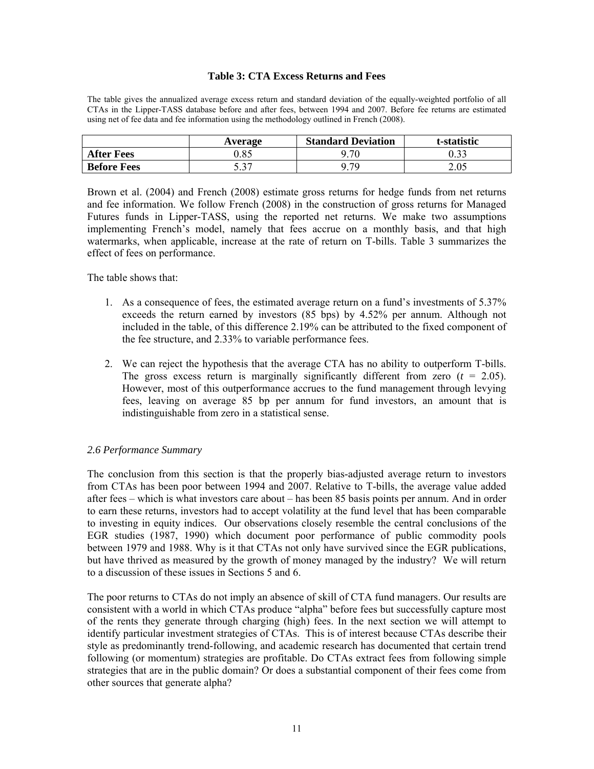**Table 3: CTA Excess Returns and Fees**

The table gives the annualized average excess return and standard deviation of the equally-weighted portfolio of all CTAs in the Lipper-TASS database before and after fees, between 1994 and 2007. Before fee returns are estimated using net of fee data and fee information using the methodology outlined in French (2008).

| | Average | Standard Deviation | t-statistic |
|---|---|---|---|
| **After Fees** | 0.85 | 9.70 | 0.33 |
| **Before Fees** | 5.37 | 9.79 | 2.05 |

Brown et al. (2004) and French (2008) estimate gross returns for hedge funds from net returns and fee information. We follow French (2008) in the construction of gross returns for Managed Futures funds in Lipper-TASS, using the reported net returns. We make two assumptions implementing French's model, namely that fees accrue on a monthly basis, and that high watermarks, when applicable, increase at the rate of return on T-bills. Table 3 summarizes the effect of fees on performance.

The table shows that:

1. As a consequence of fees, the estimated average return on a fund's investments of 5.37% exceeds the return earned by investors (85 bps) by 4.52% per annum. Although not included in the table, of this difference 2.19% can be attributed to the fixed component of the fee structure, and 2.33% to variable performance fees.

2. We can reject the hypothesis that the average CTA has no ability to outperform T-bills. The gross excess return is marginally significantly different from zero ($t$ = 2.05). However, most of this outperformance accrues to the fund management through levying fees, leaving on average 85 bp per annum for fund investors, an amount that is indistinguishable from zero in a statistical sense.

### *2.6 Performance Summary*

The conclusion from this section is that the properly bias-adjusted average return to investors from CTAs has been poor between 1994 and 2007. Relative to T-bills, the average value added after fees – which is what investors care about – has been 85 basis points per annum. And in order to earn these returns, investors had to accept volatility at the fund level that has been comparable to investing in equity indices. Our observations closely resemble the central conclusions of the EGR studies (1987, 1990) which document poor performance of public commodity pools between 1979 and 1988. Why is it that CTAs not only have survived since the EGR publications, but have thrived as measured by the growth of money managed by the industry? We will return to a discussion of these issues in Sections 5 and 6.

The poor returns to CTAs do not imply an absence of skill of CTA fund managers. Our results are consistent with a world in which CTAs produce "alpha" before fees but successfully capture most of the rents they generate through charging (high) fees. In the next section we will attempt to identify particular investment strategies of CTAs. This is of interest because CTAs describe their style as predominantly trend-following, and academic research has documented that certain trend following (or momentum) strategies are profitable. Do CTAs extract fees from following simple strategies that are in the public domain? Or does a substantial component of their fees come from other sources that generate alpha?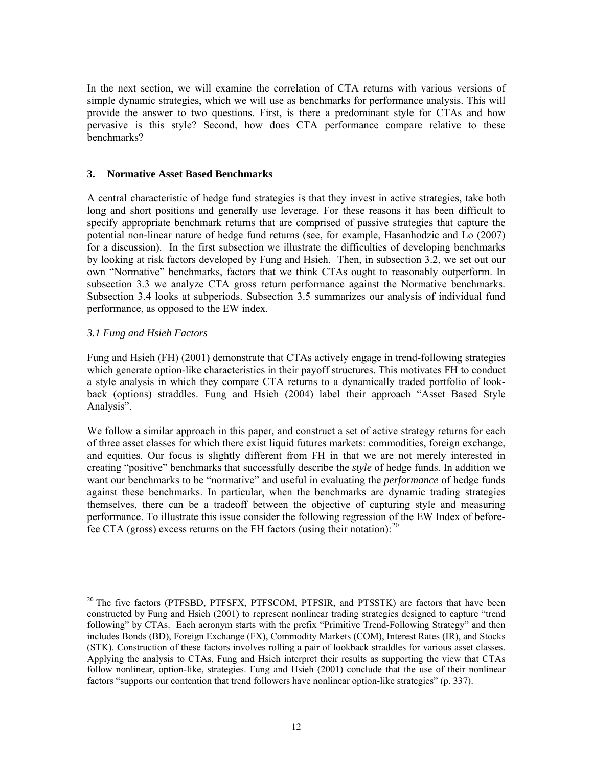In the next section, we will examine the correlation of CTA returns with various versions of simple dynamic strategies, which we will use as benchmarks for performance analysis. This will provide the answer to two questions. First, is there a predominant style for CTAs and how pervasive is this style? Second, how does CTA performance compare relative to these benchmarks?

## 3. Normative Asset Based Benchmarks

A central characteristic of hedge fund strategies is that they invest in active strategies, take both long and short positions and generally use leverage. For these reasons it has been difficult to specify appropriate benchmark returns that are comprised of passive strategies that capture the potential non-linear nature of hedge fund returns (see, for example, Hasanhodzic and Lo (2007) for a discussion). In the first subsection we illustrate the difficulties of developing benchmarks by looking at risk factors developed by Fung and Hsieh. Then, in subsection 3.2, we set out our own "Normative" benchmarks, factors that we think CTAs ought to reasonably outperform. In subsection 3.3 we analyze CTA gross return performance against the Normative benchmarks. Subsection 3.4 looks at subperiods. Subsection 3.5 summarizes our analysis of individual fund performance, as opposed to the EW index.

### *3.1 Fung and Hsieh Factors*

Fung and Hsieh (FH) (2001) demonstrate that CTAs actively engage in trend-following strategies which generate option-like characteristics in their payoff structures. This motivates FH to conduct a style analysis in which they compare CTA returns to a dynamically traded portfolio of look-back (options) straddles. Fung and Hsieh (2004) label their approach "Asset Based Style Analysis".

We follow a similar approach in this paper, and construct a set of active strategy returns for each of three asset classes for which there exist liquid futures markets: commodities, foreign exchange, and equities. Our focus is slightly different from FH in that we are not merely interested in creating "positive" benchmarks that successfully describe the *style* of hedge funds. In addition we want our benchmarks to be "normative" and useful in evaluating the *performance* of hedge funds against these benchmarks. In particular, when the benchmarks are dynamic trading strategies themselves, there can be a tradeoff between the objective of capturing style and measuring performance. To illustrate this issue consider the following regression of the EW Index of before-fee CTA (gross) excess returns on the FH factors (using their notation):[20]

---

[20] The five factors (PTFSBD, PTFSFX, PTFSCOM, PTFSIR, and PTSSTK) are factors that have been constructed by Fung and Hsieh (2001) to represent nonlinear trading strategies designed to capture "trend following" by CTAs. Each acronym starts with the prefix "Primitive Trend-Following Strategy" and then includes Bonds (BD), Foreign Exchange (FX), Commodity Markets (COM), Interest Rates (IR), and Stocks (STK). Construction of these factors involves rolling a pair of lookback straddles for various asset classes. Applying the analysis to CTAs, Fung and Hsieh interpret their results as supporting the view that CTAs follow nonlinear, option-like, strategies. Fung and Hsieh (2001) conclude that the use of their nonlinear factors "supports our contention that trend followers have nonlinear option-like strategies" (p. 337).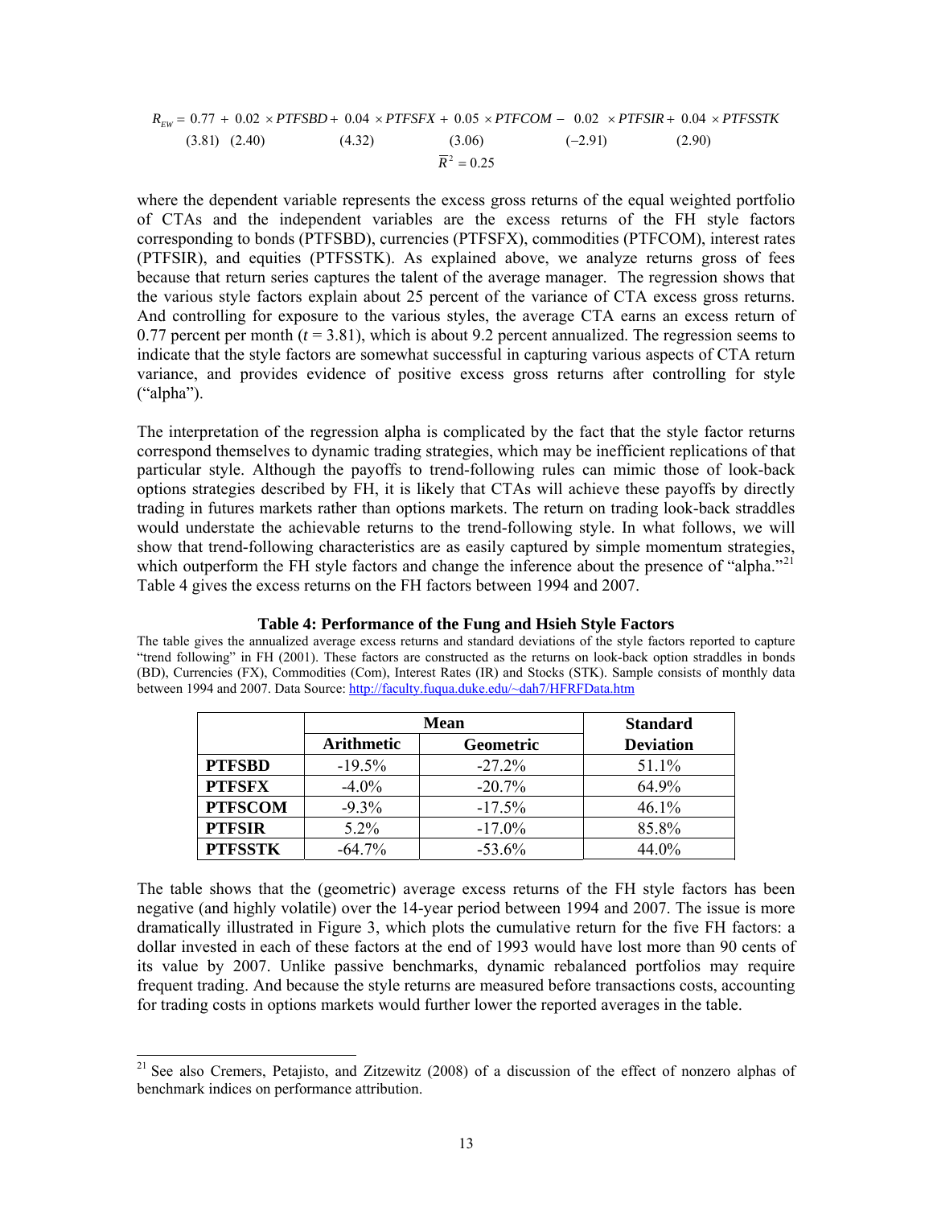$$R_{EW} = \underset{(3.81)}{0.77} + \underset{(2.40)}{0.02} \times PTFSBD + \underset{(4.32)}{0.04} \times PTFSFX + \underset{(3.06)}{0.05} \times PTFCOM - \underset{(-2.91)}{0.02} \times PTFSIR + \underset{(2.90)}{0.04} \times PTFSSTK$$

$$\bar{R}^2 = 0.25$$

where the dependent variable represents the excess gross returns of the equal weighted portfolio of CTAs and the independent variables are the excess returns of the FH style factors corresponding to bonds (PTFSBD), currencies (PTFSFX), commodities (PTFCOM), interest rates (PTFSIR), and equities (PTFSSTK). As explained above, we analyze returns gross of fees because that return series captures the talent of the average manager. The regression shows that the various style factors explain about 25 percent of the variance of CTA excess gross returns. And controlling for exposure to the various styles, the average CTA earns an excess return of 0.77 percent per month ($t = 3.81$), which is about 9.2 percent annualized. The regression seems to indicate that the style factors are somewhat successful in capturing various aspects of CTA return variance, and provides evidence of positive excess gross returns after controlling for style ("alpha").

The interpretation of the regression alpha is complicated by the fact that the style factor returns correspond themselves to dynamic trading strategies, which may be inefficient replications of that particular style. Although the payoffs to trend-following rules can mimic those of look-back options strategies described by FH, it is likely that CTAs will achieve these payoffs by directly trading in futures markets rather than options markets. The return on trading look-back straddles would understate the achievable returns to the trend-following style. In what follows, we will show that trend-following characteristics are as easily captured by simple momentum strategies, which outperform the FH style factors and change the inference about the presence of "alpha."[21] Table 4 gives the excess returns on the FH factors between 1994 and 2007.

**Table 4: Performance of the Fung and Hsieh Style Factors**

The table gives the annualized average excess returns and standard deviations of the style factors reported to capture "trend following" in FH (2001). These factors are constructed as the returns on look-back option straddles in bonds (BD), Currencies (FX), Commodities (Com), Interest Rates (IR) and Stocks (STK). Sample consists of monthly data between 1994 and 2007. Data Source: http://faculty.fuqua.duke.edu/~dah7/HFRFData.htm

| | Mean | | Standard |
|---|---|---|---|
| | **Arithmetic** | **Geometric** | **Deviation** |
| **PTFSBD** | -19.5% | -27.2% | 51.1% |
| **PTFSFX** | -4.0% | -20.7% | 64.9% |
| **PTFSCOM** | -9.3% | -17.5% | 46.1% |
| **PTFSIR** | 5.2% | -17.0% | 85.8% |
| **PTFSSTK** | -64.7% | -53.6% | 44.0% |

The table shows that the (geometric) average excess returns of the FH style factors has been negative (and highly volatile) over the 14-year period between 1994 and 2007. The issue is more dramatically illustrated in Figure 3, which plots the cumulative return for the five FH factors: a dollar invested in each of these factors at the end of 1993 would have lost more than 90 cents of its value by 2007. Unlike passive benchmarks, dynamic rebalanced portfolios may require frequent trading. And because the style returns are measured before transactions costs, accounting for trading costs in options markets would further lower the reported averages in the table.

[21] See also Cremers, Petajisto, and Zitzewitz (2008) of a discussion of the effect of nonzero alphas of benchmark indices on performance attribution.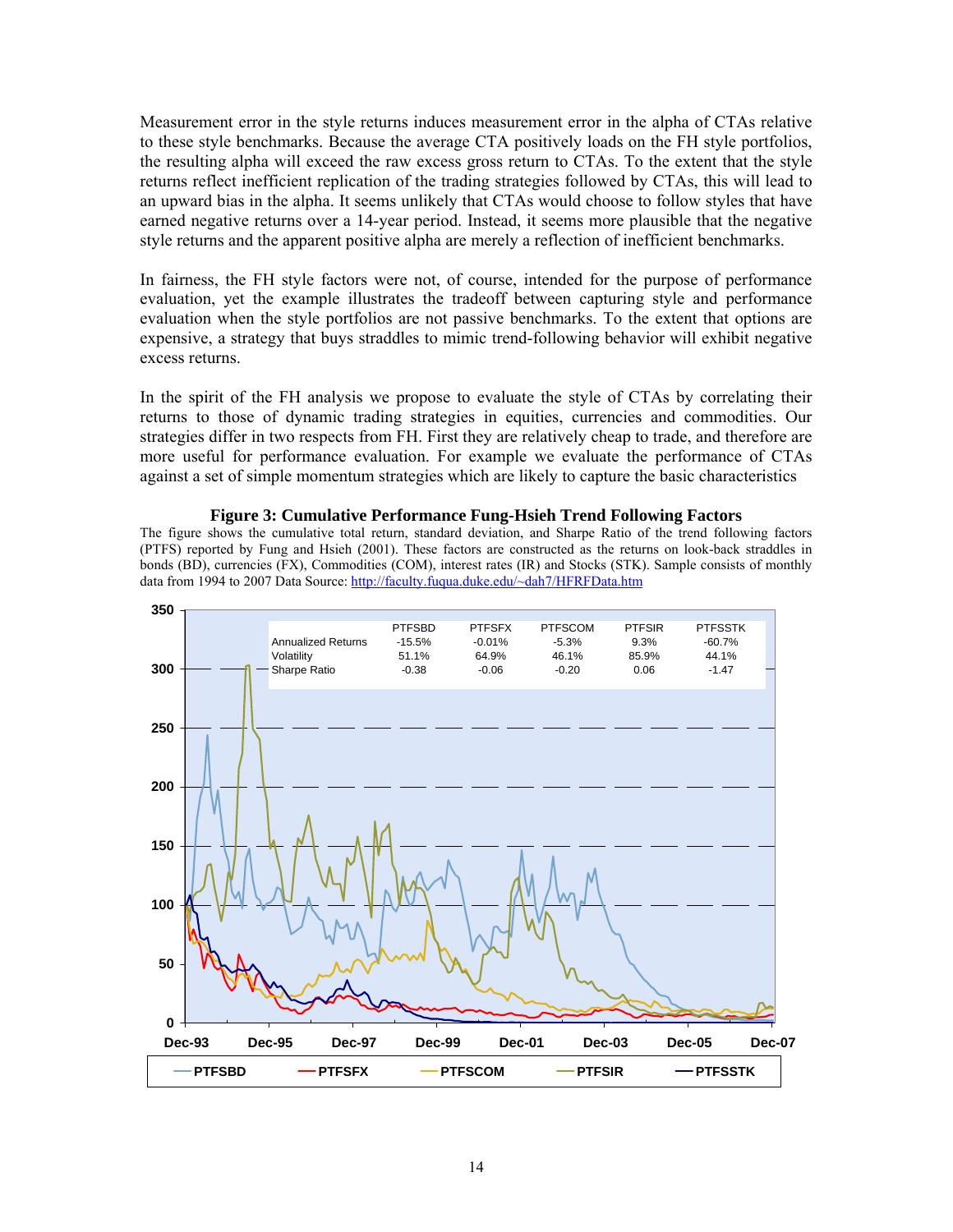Measurement error in the style returns induces measurement error in the alpha of CTAs relative to these style benchmarks. Because the average CTA positively loads on the FH style portfolios, the resulting alpha will exceed the raw excess gross return to CTAs. To the extent that the style returns reflect inefficient replication of the trading strategies followed by CTAs, this will lead to an upward bias in the alpha. It seems unlikely that CTAs would choose to follow styles that have earned negative returns over a 14-year period. Instead, it seems more plausible that the negative style returns and the apparent positive alpha are merely a reflection of inefficient benchmarks.

In fairness, the FH style factors were not, of course, intended for the purpose of performance evaluation, yet the example illustrates the tradeoff between capturing style and performance evaluation when the style portfolios are not passive benchmarks. To the extent that options are expensive, a strategy that buys straddles to mimic trend-following behavior will exhibit negative excess returns.

In the spirit of the FH analysis we propose to evaluate the style of CTAs by correlating their returns to those of dynamic trading strategies in equities, currencies and commodities. Our strategies differ in two respects from FH. First they are relatively cheap to trade, and therefore are more useful for performance evaluation. For example we evaluate the performance of CTAs against a set of simple momentum strategies which are likely to capture the basic characteristics

**Figure 3: Cumulative Performance Fung-Hsieh Trend Following Factors**

The figure shows the cumulative total return, standard deviation, and Sharpe Ratio of the trend following factors (PTFS) reported by Fung and Hsieh (2001). These factors are constructed as the returns on look-back straddles in bonds (BD), currencies (FX), Commodities (COM), interest rates (IR) and Stocks (STK). Sample consists of monthly data from 1994 to 2007 Data Source: http://faculty.fuqua.duke.edu/~dah7/HFRFData.htm

| | PTFSBD | PTFSFX | PTFSCOM | PTFSIR | PTFSSTK |
|---|---|---|---|---|---|
| Annualized Returns | -15.5% | -0.01% | -5.3% | 9.3% | -60.7% |
| Volatility | 51.1% | 64.9% | 46.1% | 85.9% | 44.1% |
| Sharpe Ratio | -0.38 | -0.06 | -0.20 | 0.06 | -1.47 |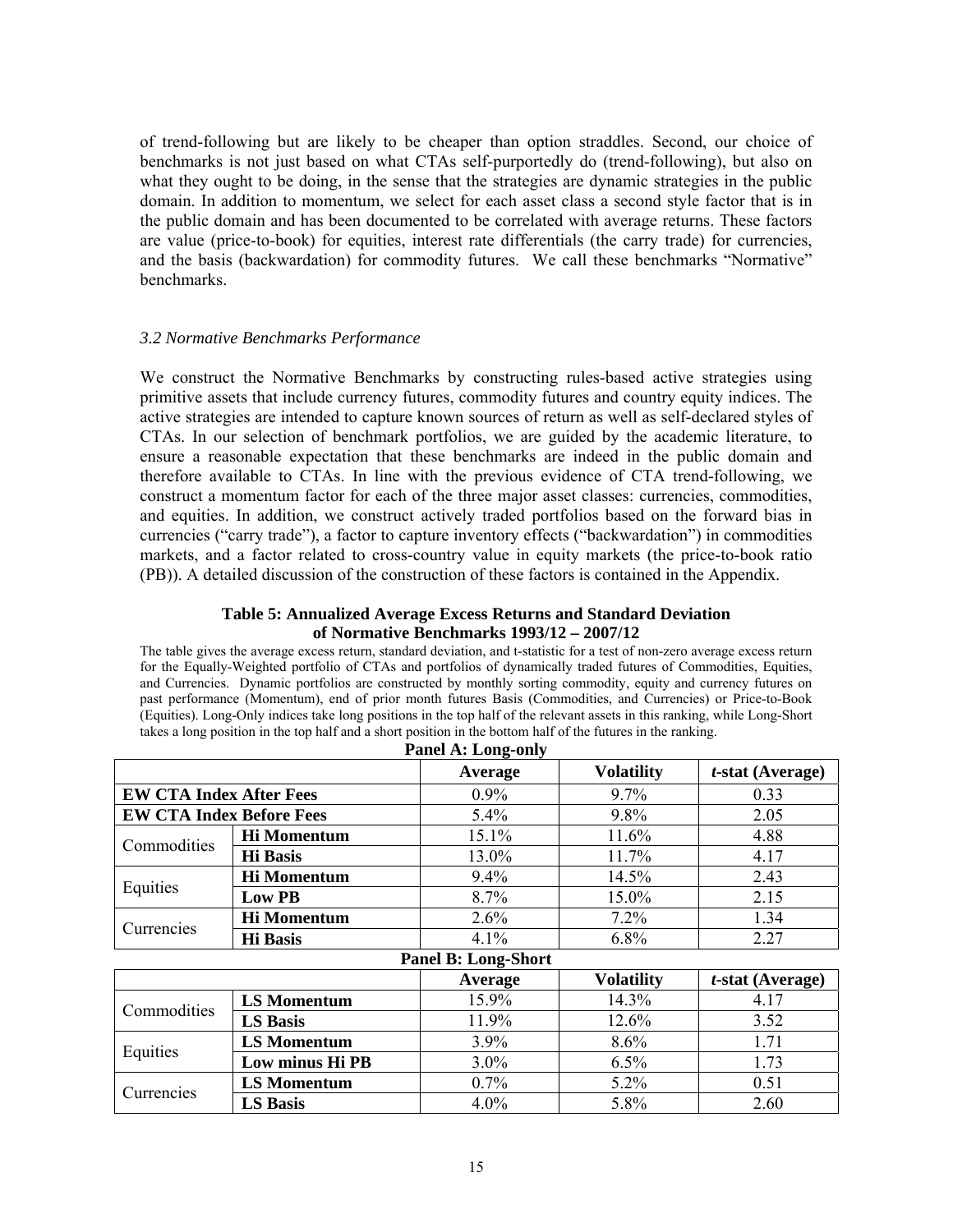of trend-following but are likely to be cheaper than option straddles. Second, our choice of benchmarks is not just based on what CTAs self-purportedly do (trend-following), but also on what they ought to be doing, in the sense that the strategies are dynamic strategies in the public domain. In addition to momentum, we select for each asset class a second style factor that is in the public domain and has been documented to be correlated with average returns. These factors are value (price-to-book) for equities, interest rate differentials (the carry trade) for currencies, and the basis (backwardation) for commodity futures. We call these benchmarks "Normative" benchmarks.

### *3.2 Normative Benchmarks Performance*

We construct the Normative Benchmarks by constructing rules-based active strategies using primitive assets that include currency futures, commodity futures and country equity indices. The active strategies are intended to capture known sources of return as well as self-declared styles of CTAs. In our selection of benchmark portfolios, we are guided by the academic literature, to ensure a reasonable expectation that these benchmarks are indeed in the public domain and therefore available to CTAs. In line with the previous evidence of CTA trend-following, we construct a momentum factor for each of the three major asset classes: currencies, commodities, and equities. In addition, we construct actively traded portfolios based on the forward bias in currencies ("carry trade"), a factor to capture inventory effects ("backwardation") in commodities markets, and a factor related to cross-country value in equity markets (the price-to-book ratio (PB)). A detailed discussion of the construction of these factors is contained in the Appendix.

**Table 5: Annualized Average Excess Returns and Standard Deviation of Normative Benchmarks 1993/12 – 2007/12**

The table gives the average excess return, standard deviation, and t-statistic for a test of non-zero average excess return for the Equally-Weighted portfolio of CTAs and portfolios of dynamically traded futures of Commodities, Equities, and Currencies. Dynamic portfolios are constructed by monthly sorting commodity, equity and currency futures on past performance (Momentum), end of prior month futures Basis (Commodities, and Currencies) or Price-to-Book (Equities). Long-Only indices take long positions in the top half of the relevant assets in this ranking, while Long-Short takes a long position in the top half and a short position in the bottom half of the futures in the ranking.

**Panel A: Long-only**

| | | Average | Volatility | *t*-stat (Average) |
|---|---|---|---|---|
| **EW CTA Index After Fees** | | 0.9% | 9.7% | 0.33 |
| **EW CTA Index Before Fees** | | 5.4% | 9.8% | 2.05 |
| Commodities | **Hi Momentum** | 15.1% | 11.6% | 4.88 |
| | **Hi Basis** | 13.0% | 11.7% | 4.17 |
| Equities | **Hi Momentum** | 9.4% | 14.5% | 2.43 |
| | **Low PB** | 8.7% | 15.0% | 2.15 |
| Currencies | **Hi Momentum** | 2.6% | 7.2% | 1.34 |
| | **Hi Basis** | 4.1% | 6.8% | 2.27 |

**Panel B: Long-Short**

| | | Average | Volatility | *t*-stat (Average) |
|---|---|---|---|---|
| Commodities | **LS Momentum** | 15.9% | 14.3% | 4.17 |
| | **LS Basis** | 11.9% | 12.6% | 3.52 |
| Equities | **LS Momentum** | 3.9% | 8.6% | 1.71 |
| | **Low minus Hi PB** | 3.0% | 6.5% | 1.73 |
| Currencies | **LS Momentum** | 0.7% | 5.2% | 0.51 |
| | **LS Basis** | 4.0% | 5.8% | 2.60 |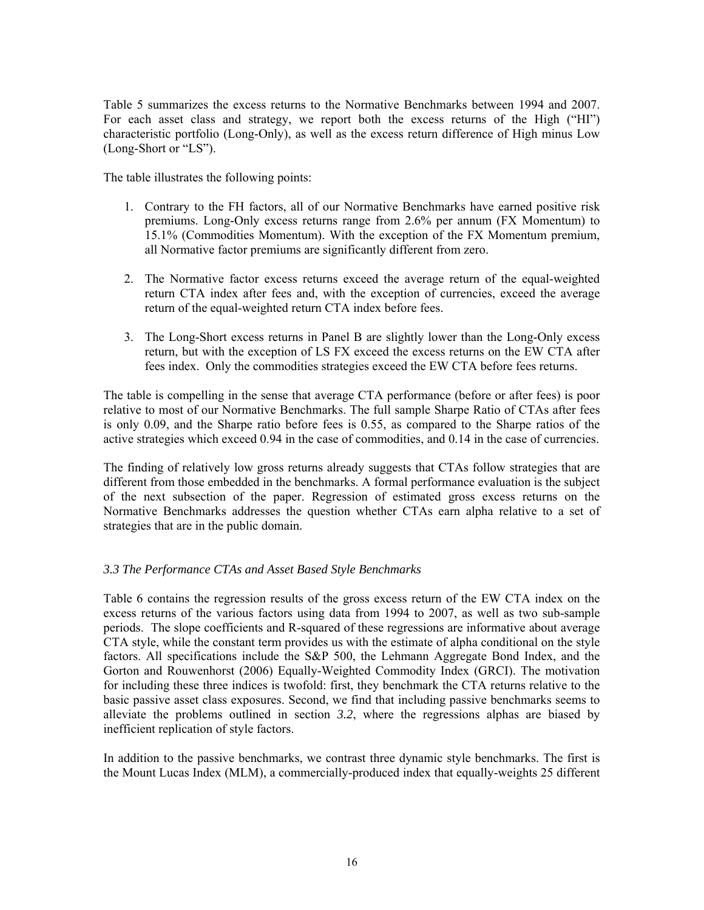Table 5 summarizes the excess returns to the Normative Benchmarks between 1994 and 2007. For each asset class and strategy, we report both the excess returns of the High ("HI") characteristic portfolio (Long-Only), as well as the excess return difference of High minus Low (Long-Short or "LS").

The table illustrates the following points:

1. Contrary to the FH factors, all of our Normative Benchmarks have earned positive risk premiums. Long-Only excess returns range from 2.6% per annum (FX Momentum) to 15.1% (Commodities Momentum). With the exception of the FX Momentum premium, all Normative factor premiums are significantly different from zero.

2. The Normative factor excess returns exceed the average return of the equal-weighted return CTA index after fees and, with the exception of currencies, exceed the average return of the equal-weighted return CTA index before fees.

3. The Long-Short excess returns in Panel B are slightly lower than the Long-Only excess return, but with the exception of LS FX exceed the excess returns on the EW CTA after fees index. Only the commodities strategies exceed the EW CTA before fees returns.

The table is compelling in the sense that average CTA performance (before or after fees) is poor relative to most of our Normative Benchmarks. The full sample Sharpe Ratio of CTAs after fees is only 0.09, and the Sharpe ratio before fees is 0.55, as compared to the Sharpe ratios of the active strategies which exceed 0.94 in the case of commodities, and 0.14 in the case of currencies.

The finding of relatively low gross returns already suggests that CTAs follow strategies that are different from those embedded in the benchmarks. A formal performance evaluation is the subject of the next subsection of the paper. Regression of estimated gross excess returns on the Normative Benchmarks addresses the question whether CTAs earn alpha relative to a set of strategies that are in the public domain.

### *3.3 The Performance CTAs and Asset Based Style Benchmarks*

Table 6 contains the regression results of the gross excess return of the EW CTA index on the excess returns of the various factors using data from 1994 to 2007, as well as two sub-sample periods. The slope coefficients and R-squared of these regressions are informative about average CTA style, while the constant term provides us with the estimate of alpha conditional on the style factors. All specifications include the S&P 500, the Lehmann Aggregate Bond Index, and the Gorton and Rouwenhorst (2006) Equally-Weighted Commodity Index (GRCI). The motivation for including these three indices is twofold: first, they benchmark the CTA returns relative to the basic passive asset class exposures. Second, we find that including passive benchmarks seems to alleviate the problems outlined in section *3.2*, where the regressions alphas are biased by inefficient replication of style factors.

In addition to the passive benchmarks, we contrast three dynamic style benchmarks. The first is the Mount Lucas Index (MLM), a commercially-produced index that equally-weights 25 different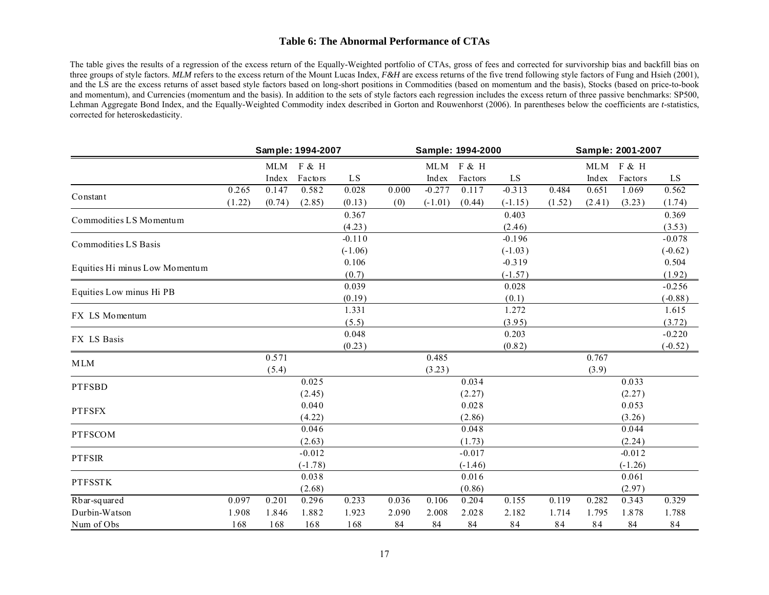### Table 6: The Abnormal Performance of CTAs

The table gives the results of a regression of the excess return of the Equally-Weighted portfolio of CTAs, gross of fees and corrected for survivorship bias and backfill bias on three groups of style factors. *MLM* refers to the excess return of the Mount Lucas Index, *F&H* are excess returns of the five trend following style factors of Fung and Hsieh (2001), and the LS are the excess returns of asset based style factors based on long-short positions in Commodities (based on momentum and the basis), Stocks (based on price-to-book and momentum), and Currencies (momentum and the basis). In addition to the sets of style factors each regression includes the excess return of three passive benchmarks: SP500, Lehman Aggregate Bond Index, and the Equally-Weighted Commodity index described in Gorton and Rouwenhorst (2006). In parentheses below the coefficients are *t*-statistics, corrected for heteroskedasticity.

| | Sample: 1994-2007 | | | | Sample: 1994-2000 | | | | Sample: 2001-2007 | | | |
|---|---|---|---|---|---|---|---|---|---|---|---|---|
| | | MLM Index | F & H Factors | LS | | MLM Index | F & H Factors | LS | | MLM Index | F & H Factors | LS |
| Constant | 0.265 | 0.147 | 0.582 | 0.028 | 0.000 | -0.277 | 0.117 | -0.313 | 0.484 | 0.651 | 1.069 | 0.562 |
| | (1.22) | (0.74) | (2.85) | (0.13) | (0) | (-1.01) | (0.44) | (-1.15) | (1.52) | (2.41) | (3.23) | (1.74) |
| Commodities LS Momentum | | | | 0.367 | | | | 0.403 | | | | 0.369 |
| | | | | (4.23) | | | | (2.46) | | | | (3.53) |
| Commodities LS Basis | | | | -0.110 | | | | -0.196 | | | | -0.078 |
| | | | | (-1.06) | | | | (-1.03) | | | | (-0.62) |
| Equities Hi minus Low Momentum | | | | 0.106 | | | | -0.319 | | | | 0.504 |
| | | | | (0.7) | | | | (-1.57) | | | | (1.92) |
| Equities Low minus Hi PB | | | | 0.039 | | | | 0.028 | | | | -0.256 |
| | | | | (0.19) | | | | (0.1) | | | | (-0.88) |
| FX LS Momentum | | | | 1.331 | | | | 1.272 | | | | 1.615 |
| | | | | (5.5) | | | | (3.95) | | | | (3.72) |
| FX LS Basis | | | | 0.048 | | | | 0.203 | | | | -0.220 |
| | | | | (0.23) | | | | (0.82) | | | | (-0.52) |
| MLM | | 0.571 | | | | 0.485 | | | | 0.767 | | |
| | | (5.4) | | | | (3.23) | | | | (3.9) | | |
| PTFSBD | | | 0.025 | | | | 0.034 | | | | 0.033 | |
| | | | (2.45) | | | | (2.27) | | | | (2.27) | |
| PTFSFX | | | 0.040 | | | | 0.028 | | | | 0.053 | |
| | | | (4.22) | | | | (2.86) | | | | (3.26) | |
| PTFSCOM | | | 0.046 | | | | 0.048 | | | | 0.044 | |
| | | | (2.63) | | | | (1.73) | | | | (2.24) | |
| PTFSIR | | | -0.012 | | | | -0.017 | | | | -0.012 | |
| | | | (-1.78) | | | | (-1.46) | | | | (-1.26) | |
| PTFSSTK | | | 0.038 | | | | 0.016 | | | | 0.061 | |
| | | | (2.68) | | | | (0.86) | | | | (2.97) | |
| Rbar-squared | 0.097 | 0.201 | 0.296 | 0.233 | 0.036 | 0.106 | 0.204 | 0.155 | 0.119 | 0.282 | 0.343 | 0.329 |
| Durbin-Watson | 1.908 | 1.846 | 1.882 | 1.923 | 2.090 | 2.008 | 2.028 | 2.182 | 1.714 | 1.795 | 1.878 | 1.788 |
| Num of Obs | 168 | 168 | 168 | 168 | 84 | 84 | 84 | 84 | 84 | 84 | 84 | 84 |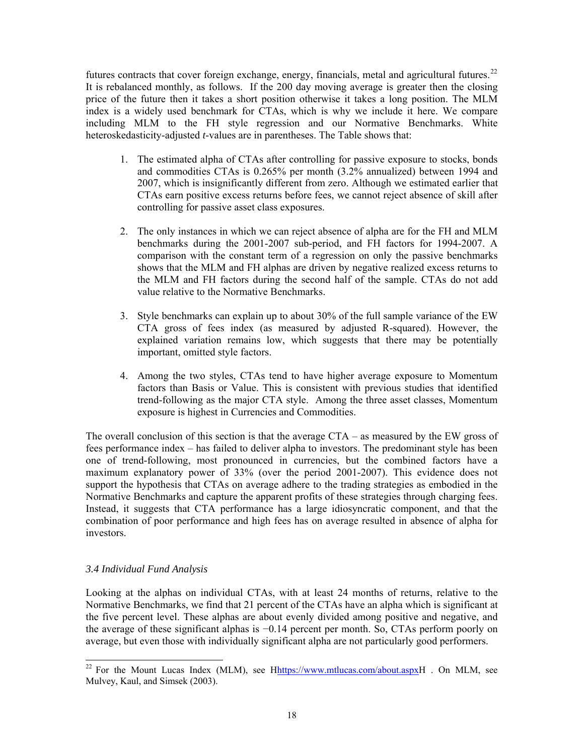futures contracts that cover foreign exchange, energy, financials, metal and agricultural futures.[22] It is rebalanced monthly, as follows. If the 200 day moving average is greater then the closing price of the future then it takes a short position otherwise it takes a long position. The MLM index is a widely used benchmark for CTAs, which is why we include it here. We compare including MLM to the FH style regression and our Normative Benchmarks. White heteroskedasticity-adjusted *t*-values are in parentheses. The Table shows that:

1. The estimated alpha of CTAs after controlling for passive exposure to stocks, bonds and commodities CTAs is 0.265% per month (3.2% annualized) between 1994 and 2007, which is insignificantly different from zero. Although we estimated earlier that CTAs earn positive excess returns before fees, we cannot reject absence of skill after controlling for passive asset class exposures.

2. The only instances in which we can reject absence of alpha are for the FH and MLM benchmarks during the 2001-2007 sub-period, and FH factors for 1994-2007. A comparison with the constant term of a regression on only the passive benchmarks shows that the MLM and FH alphas are driven by negative realized excess returns to the MLM and FH factors during the second half of the sample. CTAs do not add value relative to the Normative Benchmarks.

3. Style benchmarks can explain up to about 30% of the full sample variance of the EW CTA gross of fees index (as measured by adjusted R-squared). However, the explained variation remains low, which suggests that there may be potentially important, omitted style factors.

4. Among the two styles, CTAs tend to have higher average exposure to Momentum factors than Basis or Value. This is consistent with previous studies that identified trend-following as the major CTA style. Among the three asset classes, Momentum exposure is highest in Currencies and Commodities.

The overall conclusion of this section is that the average CTA – as measured by the EW gross of fees performance index – has failed to deliver alpha to investors. The predominant style has been one of trend-following, most pronounced in currencies, but the combined factors have a maximum explanatory power of 33% (over the period 2001-2007). This evidence does not support the hypothesis that CTAs on average adhere to the trading strategies as embodied in the Normative Benchmarks and capture the apparent profits of these strategies through charging fees. Instead, it suggests that CTA performance has a large idiosyncratic component, and that the combination of poor performance and high fees has on average resulted in absence of alpha for investors.

### *3.4 Individual Fund Analysis*

Looking at the alphas on individual CTAs, with at least 24 months of returns, relative to the Normative Benchmarks, we find that 21 percent of the CTAs have an alpha which is significant at the five percent level. These alphas are about evenly divided among positive and negative, and the average of these significant alphas is −0.14 percent per month. So, CTAs perform poorly on average, but even those with individually significant alpha are not particularly good performers.

[22] For the Mount Lucas Index (MLM), see Hhttps://www.mtlucas.com/about.aspxH . On MLM, see Mulvey, Kaul, and Simsek (2003).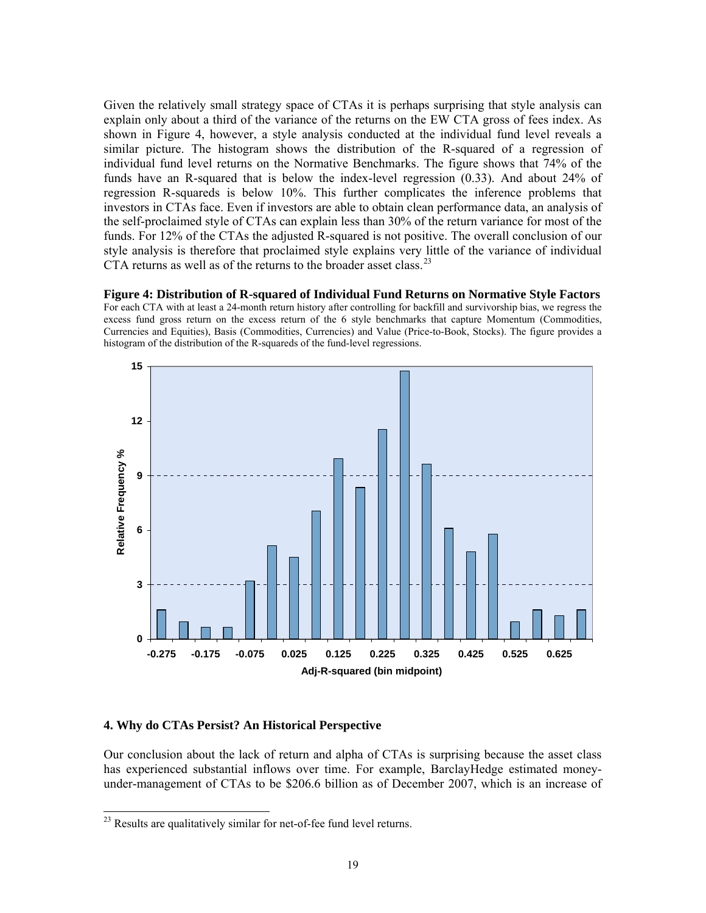Given the relatively small strategy space of CTAs it is perhaps surprising that style analysis can explain only about a third of the variance of the returns on the EW CTA gross of fees index. As shown in Figure 4, however, a style analysis conducted at the individual fund level reveals a similar picture. The histogram shows the distribution of the R-squared of a regression of individual fund level returns on the Normative Benchmarks. The figure shows that 74% of the funds have an R-squared that is below the index-level regression (0.33). And about 24% of regression R-squareds is below 10%. This further complicates the inference problems that investors in CTAs face. Even if investors are able to obtain clean performance data, an analysis of the self-proclaimed style of CTAs can explain less than 30% of the return variance for most of the funds. For 12% of the CTAs the adjusted R-squared is not positive. The overall conclusion of our style analysis is therefore that proclaimed style explains very little of the variance of individual CTA returns as well as of the returns to the broader asset class.[23]

**Figure 4: Distribution of R-squared of Individual Fund Returns on Normative Style Factors**
For each CTA with at least a 24-month return history after controlling for backfill and survivorship bias, we regress the excess fund gross return on the excess return of the 6 style benchmarks that capture Momentum (Commodities, Currencies and Equities), Basis (Commodities, Currencies) and Value (Price-to-Book, Stocks). The figure provides a histogram of the distribution of the R-squareds of the fund-level regressions.

## 4. Why do CTAs Persist? An Historical Perspective

Our conclusion about the lack of return and alpha of CTAs is surprising because the asset class has experienced substantial inflows over time. For example, BarclayHedge estimated money-under-management of CTAs to be \$206.6 billion as of December 2007, which is an increase of

[23] Results are qualitatively similar for net-of-fee fund level returns.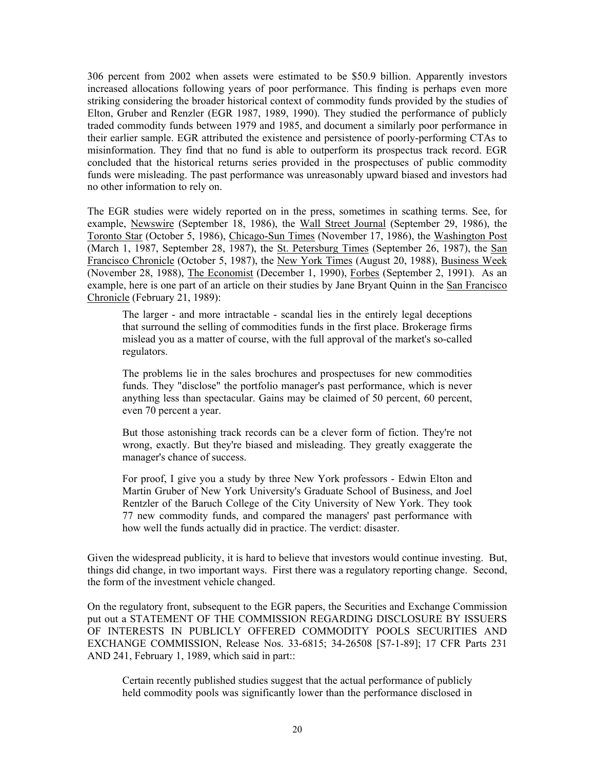306 percent from 2002 when assets were estimated to be $50.9 billion. Apparently investors increased allocations following years of poor performance. This finding is perhaps even more striking considering the broader historical context of commodity funds provided by the studies of Elton, Gruber and Renzler (EGR 1987, 1989, 1990). They studied the performance of publicly traded commodity funds between 1979 and 1985, and document a similarly poor performance in their earlier sample. EGR attributed the existence and persistence of poorly-performing CTAs to misinformation. They find that no fund is able to outperform its prospectus track record. EGR concluded that the historical returns series provided in the prospectuses of public commodity funds were misleading. The past performance was unreasonably upward biased and investors had no other information to rely on.

The EGR studies were widely reported on in the press, sometimes in scathing terms. See, for example, Newswire (September 18, 1986), the Wall Street Journal (September 29, 1986), the Toronto Star (October 5, 1986), Chicago-Sun Times (November 17, 1986), the Washington Post (March 1, 1987, September 28, 1987), the St. Petersburg Times (September 26, 1987), the San Francisco Chronicle (October 5, 1987), the New York Times (August 20, 1988), Business Week (November 28, 1988), The Economist (December 1, 1990), Forbes (September 2, 1991). As an example, here is one part of an article on their studies by Jane Bryant Quinn in the San Francisco Chronicle (February 21, 1989):

> The larger - and more intractable - scandal lies in the entirely legal deceptions that surround the selling of commodities funds in the first place. Brokerage firms mislead you as a matter of course, with the full approval of the market's so-called regulators.
>
> The problems lie in the sales brochures and prospectuses for new commodities funds. They "disclose" the portfolio manager's past performance, which is never anything less than spectacular. Gains may be claimed of 50 percent, 60 percent, even 70 percent a year.
>
> But those astonishing track records can be a clever form of fiction. They're not wrong, exactly. But they're biased and misleading. They greatly exaggerate the manager's chance of success.
>
> For proof, I give you a study by three New York professors - Edwin Elton and Martin Gruber of New York University's Graduate School of Business, and Joel Rentzler of the Baruch College of the City University of New York. They took 77 new commodity funds, and compared the managers' past performance with how well the funds actually did in practice. The verdict: disaster.

Given the widespread publicity, it is hard to believe that investors would continue investing. But, things did change, in two important ways. First there was a regulatory reporting change. Second, the form of the investment vehicle changed.

On the regulatory front, subsequent to the EGR papers, the Securities and Exchange Commission put out a STATEMENT OF THE COMMISSION REGARDING DISCLOSURE BY ISSUERS OF INTERESTS IN PUBLICLY OFFERED COMMODITY POOLS SECURITIES AND EXCHANGE COMMISSION, Release Nos. 33-6815; 34-26508 [S7-1-89]; 17 CFR Parts 231 AND 241, February 1, 1989, which said in part::

> Certain recently published studies suggest that the actual performance of publicly held commodity pools was significantly lower than the performance disclosed in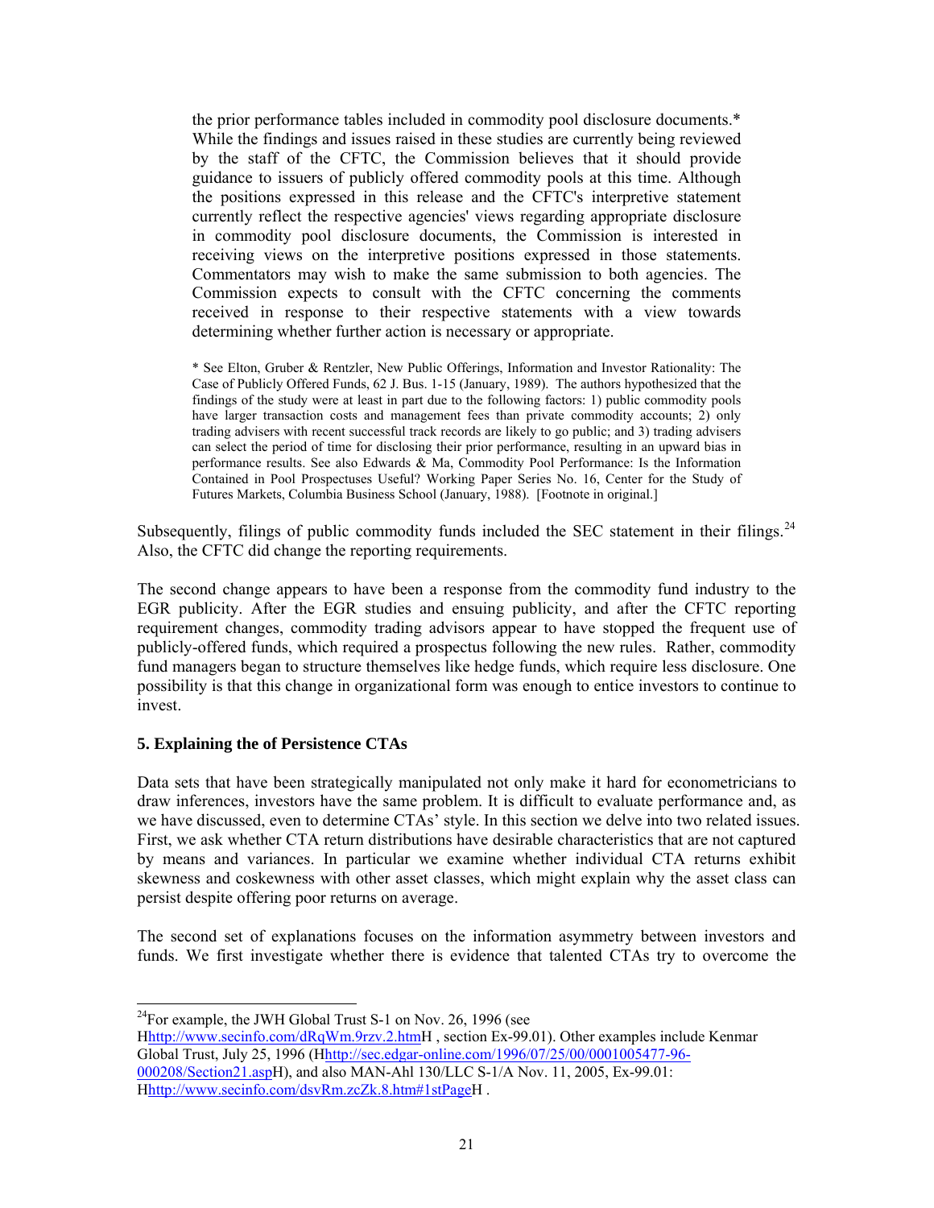> the prior performance tables included in commodity pool disclosure documents.* While the findings and issues raised in these studies are currently being reviewed by the staff of the CFTC, the Commission believes that it should provide guidance to issuers of publicly offered commodity pools at this time. Although the positions expressed in this release and the CFTC's interpretive statement currently reflect the respective agencies' views regarding appropriate disclosure in commodity pool disclosure documents, the Commission is interested in receiving views on the interpretive positions expressed in those statements. Commentators may wish to make the same submission to both agencies. The Commission expects to consult with the CFTC concerning the comments received in response to their respective statements with a view towards determining whether further action is necessary or appropriate.
>
> * See Elton, Gruber & Rentzler, New Public Offerings, Information and Investor Rationality: The Case of Publicly Offered Funds, 62 J. Bus. 1-15 (January, 1989). The authors hypothesized that the findings of the study were at least in part due to the following factors: 1) public commodity pools have larger transaction costs and management fees than private commodity accounts; 2) only trading advisers with recent successful track records are likely to go public; and 3) trading advisers can select the period of time for disclosing their prior performance, resulting in an upward bias in performance results. See also Edwards & Ma, Commodity Pool Performance: Is the Information Contained in Pool Prospectuses Useful? Working Paper Series No. 16, Center for the Study of Futures Markets, Columbia Business School (January, 1988). [Footnote in original.]

Subsequently, filings of public commodity funds included the SEC statement in their filings.[24] Also, the CFTC did change the reporting requirements.

The second change appears to have been a response from the commodity fund industry to the EGR publicity. After the EGR studies and ensuing publicity, and after the CFTC reporting requirement changes, commodity trading advisors appear to have stopped the frequent use of publicly-offered funds, which required a prospectus following the new rules. Rather, commodity fund managers began to structure themselves like hedge funds, which require less disclosure. One possibility is that this change in organizational form was enough to entice investors to continue to invest.

### 5. Explaining the of Persistence CTAs

Data sets that have been strategically manipulated not only make it hard for econometricians to draw inferences, investors have the same problem. It is difficult to evaluate performance and, as we have discussed, even to determine CTAs' style. In this section we delve into two related issues. First, we ask whether CTA return distributions have desirable characteristics that are not captured by means and variances. In particular we examine whether individual CTA returns exhibit skewness and coskewness with other asset classes, which might explain why the asset class can persist despite offering poor returns on average.

The second set of explanations focuses on the information asymmetry between investors and funds. We first investigate whether there is evidence that talented CTAs try to overcome the

---

[24] For example, the JWH Global Trust S-1 on Nov. 26, 1996 (see Hhttp://www.secinfo.com/dRqWm.9rzv.2.htmH , section Ex-99.01). Other examples include Kenmar Global Trust, July 25, 1996 (Hhttp://sec.edgar-online.com/1996/07/25/00/0001005477-96-000208/Section21.aspH), and also MAN-Ahl 130/LLC S-1/A Nov. 11, 2005, Ex-99.01: Hhttp://www.secinfo.com/dsvRm.zcZk.8.htm#1stPageH .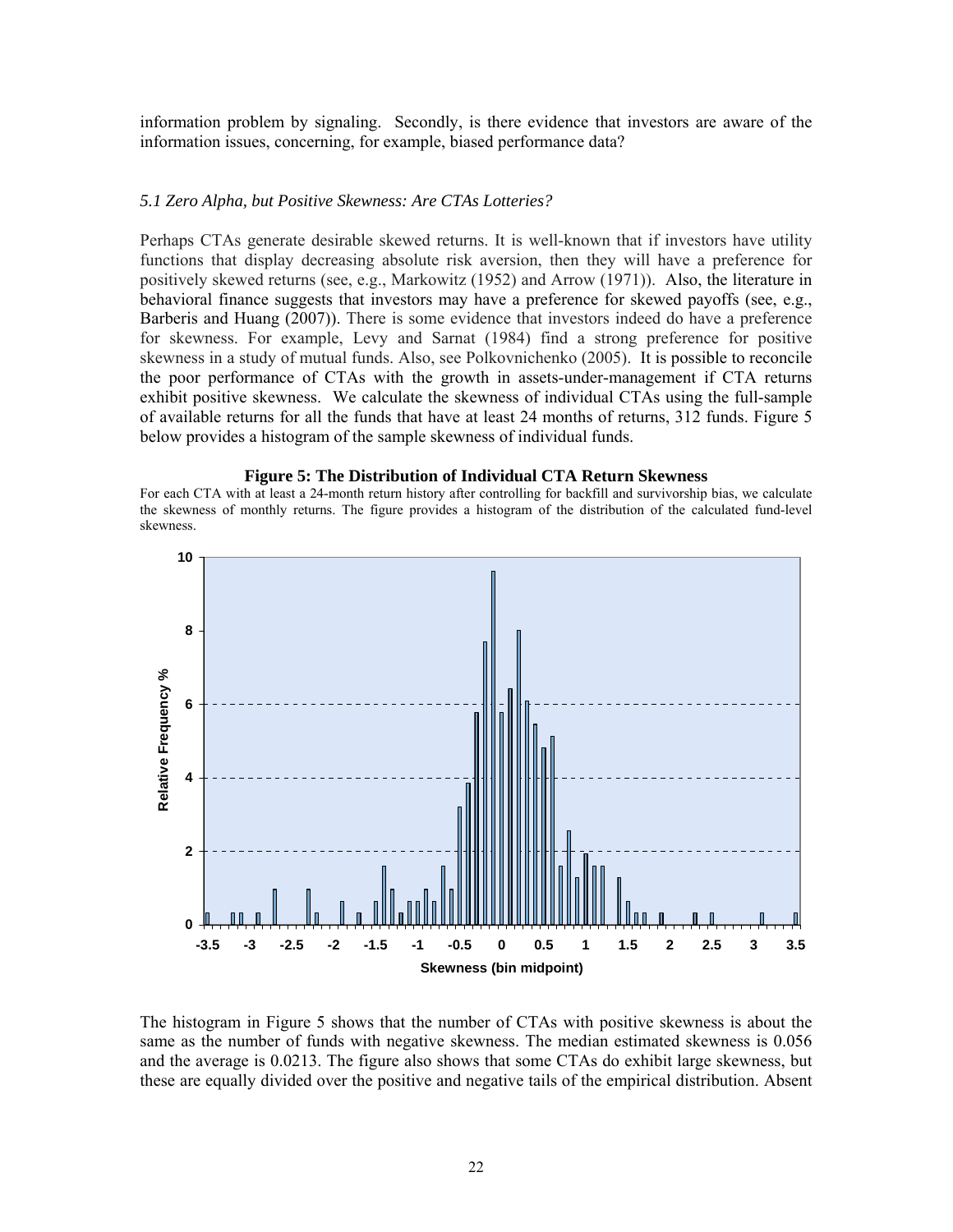information problem by signaling. Secondly, is there evidence that investors are aware of the information issues, concerning, for example, biased performance data?

### *5.1 Zero Alpha, but Positive Skewness: Are CTAs Lotteries?*

Perhaps CTAs generate desirable skewed returns. It is well-known that if investors have utility functions that display decreasing absolute risk aversion, then they will have a preference for positively skewed returns (see, e.g., Markowitz (1952) and Arrow (1971)). Also, the literature in behavioral finance suggests that investors may have a preference for skewed payoffs (see, e.g., Barberis and Huang (2007)). There is some evidence that investors indeed do have a preference for skewness. For example, Levy and Sarnat (1984) find a strong preference for positive skewness in a study of mutual funds. Also, see Polkovnichenko (2005). It is possible to reconcile the poor performance of CTAs with the growth in assets-under-management if CTA returns exhibit positive skewness. We calculate the skewness of individual CTAs using the full-sample of available returns for all the funds that have at least 24 months of returns, 312 funds. Figure 5 below provides a histogram of the sample skewness of individual funds.

**Figure 5: The Distribution of Individual CTA Return Skewness**

For each CTA with at least a 24-month return history after controlling for backfill and survivorship bias, we calculate the skewness of monthly returns. The figure provides a histogram of the distribution of the calculated fund-level skewness.

The histogram in Figure 5 shows that the number of CTAs with positive skewness is about the same as the number of funds with negative skewness. The median estimated skewness is 0.056 and the average is 0.0213. The figure also shows that some CTAs do exhibit large skewness, but these are equally divided over the positive and negative tails of the empirical distribution. Absent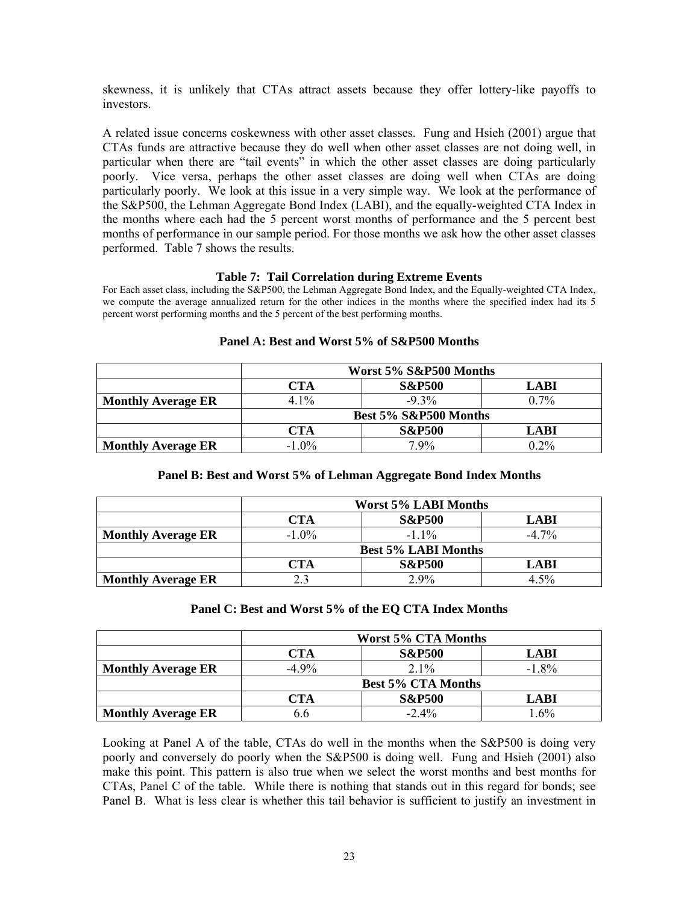skewness, it is unlikely that CTAs attract assets because they offer lottery-like payoffs to investors.

A related issue concerns coskewness with other asset classes. Fung and Hsieh (2001) argue that CTAs funds are attractive because they do well when other asset classes are not doing well, in particular when there are "tail events" in which the other asset classes are doing particularly poorly. Vice versa, perhaps the other asset classes are doing well when CTAs are doing particularly poorly. We look at this issue in a very simple way. We look at the performance of the S&P500, the Lehman Aggregate Bond Index (LABI), and the equally-weighted CTA Index in the months where each had the 5 percent worst months of performance and the 5 percent best months of performance in our sample period. For those months we ask how the other asset classes performed. Table 7 shows the results.

**Table 7: Tail Correlation during Extreme Events**

For Each asset class, including the S&P500, the Lehman Aggregate Bond Index, and the Equally-weighted CTA Index, we compute the average annualized return for the other indices in the months where the specified index had its 5 percent worst performing months and the 5 percent of the best performing months.

**Panel A: Best and Worst 5% of S&P500 Months**

| | **Worst 5% S&P500 Months** | | |
|---|---|---|---|
| | **CTA** | **S&P500** | **LABI** |
| **Monthly Average ER** | 4.1% | -9.3% | 0.7% |
| | **Best 5% S&P500 Months** | | |
| | **CTA** | **S&P500** | **LABI** |
| **Monthly Average ER** | -1.0% | 7.9% | 0.2% |

**Panel B: Best and Worst 5% of Lehman Aggregate Bond Index Months**

| | **Worst 5% LABI Months** | | |
|---|---|---|---|
| | **CTA** | **S&P500** | **LABI** |
| **Monthly Average ER** | -1.0% | -1.1% | -4.7% |
| | **Best 5% LABI Months** | | |
| | **CTA** | **S&P500** | **LABI** |
| **Monthly Average ER** | 2.3 | 2.9% | 4.5% |

**Panel C: Best and Worst 5% of the EQ CTA Index Months**

| | **Worst 5% CTA Months** | | |
|---|---|---|---|
| | **CTA** | **S&P500** | **LABI** |
| **Monthly Average ER** | -4.9% | 2.1% | -1.8% |
| | **Best 5% CTA Months** | | |
| | **CTA** | **S&P500** | **LABI** |
| **Monthly Average ER** | 6.6 | -2.4% | 1.6% |

Looking at Panel A of the table, CTAs do well in the months when the S&P500 is doing very poorly and conversely do poorly when the S&P500 is doing well. Fung and Hsieh (2001) also make this point. This pattern is also true when we select the worst months and best months for CTAs, Panel C of the table. While there is nothing that stands out in this regard for bonds; see Panel B. What is less clear is whether this tail behavior is sufficient to justify an investment in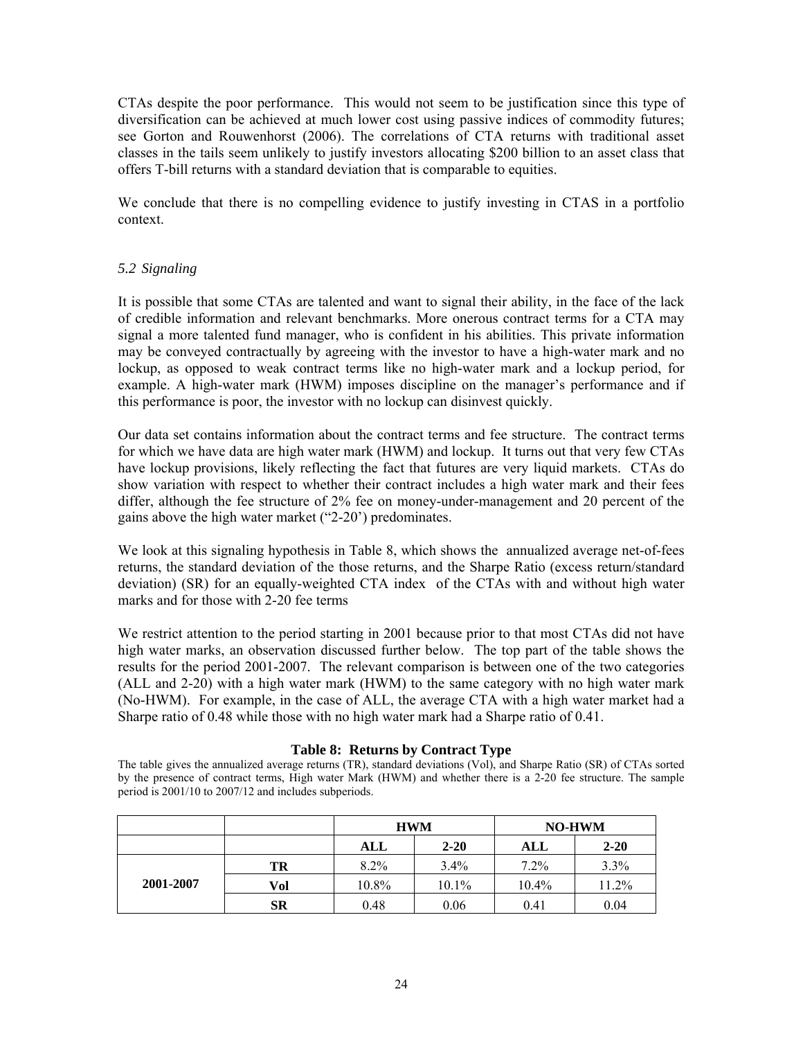CTAs despite the poor performance. This would not seem to be justification since this type of diversification can be achieved at much lower cost using passive indices of commodity futures; see Gorton and Rouwenhorst (2006). The correlations of CTA returns with traditional asset classes in the tails seem unlikely to justify investors allocating $200 billion to an asset class that offers T-bill returns with a standard deviation that is comparable to equities.

We conclude that there is no compelling evidence to justify investing in CTAS in a portfolio context.

### *5.2 Signaling*

It is possible that some CTAs are talented and want to signal their ability, in the face of the lack of credible information and relevant benchmarks. More onerous contract terms for a CTA may signal a more talented fund manager, who is confident in his abilities. This private information may be conveyed contractually by agreeing with the investor to have a high-water mark and no lockup, as opposed to weak contract terms like no high-water mark and a lockup period, for example. A high-water mark (HWM) imposes discipline on the manager's performance and if this performance is poor, the investor with no lockup can disinvest quickly.

Our data set contains information about the contract terms and fee structure. The contract terms for which we have data are high water mark (HWM) and lockup. It turns out that very few CTAs have lockup provisions, likely reflecting the fact that futures are very liquid markets. CTAs do show variation with respect to whether their contract includes a high water mark and their fees differ, although the fee structure of 2% fee on money-under-management and 20 percent of the gains above the high water market ("2-20') predominates.

We look at this signaling hypothesis in Table 8, which shows the annualized average net-of-fees returns, the standard deviation of the those returns, and the Sharpe Ratio (excess return/standard deviation) (SR) for an equally-weighted CTA index of the CTAs with and without high water marks and for those with 2-20 fee terms

We restrict attention to the period starting in 2001 because prior to that most CTAs did not have high water marks, an observation discussed further below. The top part of the table shows the results for the period 2001-2007. The relevant comparison is between one of the two categories (ALL and 2-20) with a high water mark (HWM) to the same category with no high water mark (No-HWM). For example, in the case of ALL, the average CTA with a high water market had a Sharpe ratio of 0.48 while those with no high water mark had a Sharpe ratio of 0.41.

**Table 8: Returns by Contract Type**

The table gives the annualized average returns (TR), standard deviations (Vol), and Sharpe Ratio (SR) of CTAs sorted by the presence of contract terms, High water Mark (HWM) and whether there is a 2-20 fee structure. The sample period is 2001/10 to 2007/12 and includes subperiods.

| | | **HWM** | | **NO-HWM** | |
|---|---|---|---|---|---|
| | | **ALL** | **2-20** | **ALL** | **2-20** |
| **2001-2007** | **TR** | 8.2% | 3.4% | 7.2% | 3.3% |
| | **Vol** | 10.8% | 10.1% | 10.4% | 11.2% |
| | **SR** | 0.48 | 0.06 | 0.41 | 0.04 |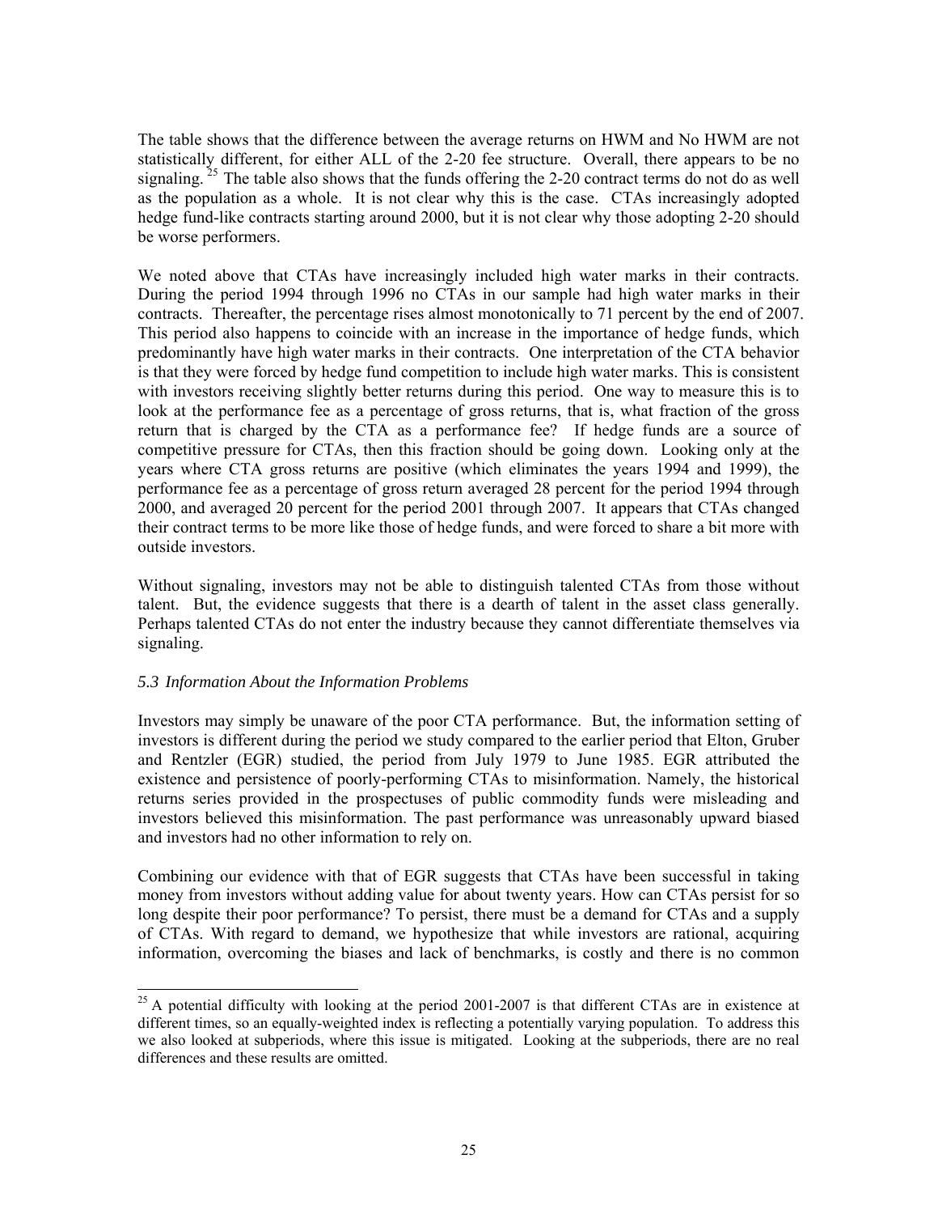The table shows that the difference between the average returns on HWM and No HWM are not statistically different, for either ALL of the 2-20 fee structure. Overall, there appears to be no signaling.[25] The table also shows that the funds offering the 2-20 contract terms do not do as well as the population as a whole. It is not clear why this is the case. CTAs increasingly adopted hedge fund-like contracts starting around 2000, but it is not clear why those adopting 2-20 should be worse performers.

We noted above that CTAs have increasingly included high water marks in their contracts. During the period 1994 through 1996 no CTAs in our sample had high water marks in their contracts. Thereafter, the percentage rises almost monotonically to 71 percent by the end of 2007. This period also happens to coincide with an increase in the importance of hedge funds, which predominantly have high water marks in their contracts. One interpretation of the CTA behavior is that they were forced by hedge fund competition to include high water marks. This is consistent with investors receiving slightly better returns during this period. One way to measure this is to look at the performance fee as a percentage of gross returns, that is, what fraction of the gross return that is charged by the CTA as a performance fee? If hedge funds are a source of competitive pressure for CTAs, then this fraction should be going down. Looking only at the years where CTA gross returns are positive (which eliminates the years 1994 and 1999), the performance fee as a percentage of gross return averaged 28 percent for the period 1994 through 2000, and averaged 20 percent for the period 2001 through 2007. It appears that CTAs changed their contract terms to be more like those of hedge funds, and were forced to share a bit more with outside investors.

Without signaling, investors may not be able to distinguish talented CTAs from those without talent. But, the evidence suggests that there is a dearth of talent in the asset class generally. Perhaps talented CTAs do not enter the industry because they cannot differentiate themselves via signaling.

### *5.3 Information About the Information Problems*

Investors may simply be unaware of the poor CTA performance. But, the information setting of investors is different during the period we study compared to the earlier period that Elton, Gruber and Rentzler (EGR) studied, the period from July 1979 to June 1985. EGR attributed the existence and persistence of poorly-performing CTAs to misinformation. Namely, the historical returns series provided in the prospectuses of public commodity funds were misleading and investors believed this misinformation. The past performance was unreasonably upward biased and investors had no other information to rely on.

Combining our evidence with that of EGR suggests that CTAs have been successful in taking money from investors without adding value for about twenty years. How can CTAs persist for so long despite their poor performance? To persist, there must be a demand for CTAs and a supply of CTAs. With regard to demand, we hypothesize that while investors are rational, acquiring information, overcoming the biases and lack of benchmarks, is costly and there is no common

---

[25] A potential difficulty with looking at the period 2001-2007 is that different CTAs are in existence at different times, so an equally-weighted index is reflecting a potentially varying population. To address this we also looked at subperiods, where this issue is mitigated. Looking at the subperiods, there are no real differences and these results are omitted.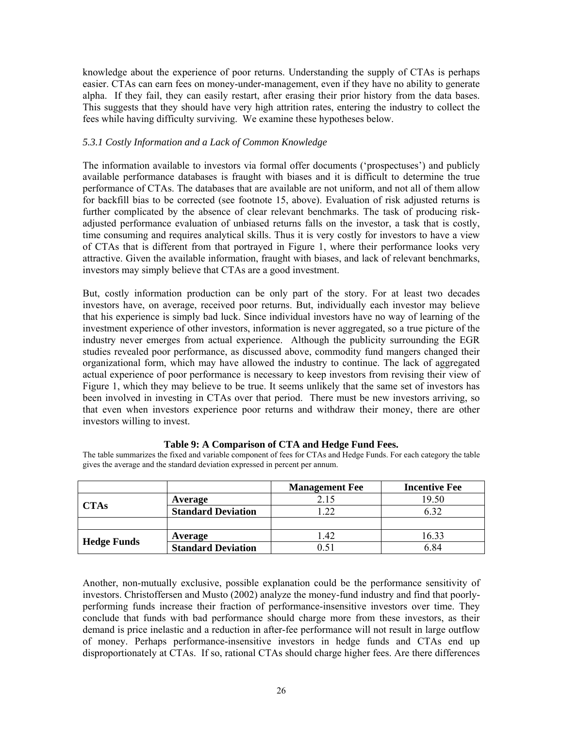knowledge about the experience of poor returns. Understanding the supply of CTAs is perhaps easier. CTAs can earn fees on money-under-management, even if they have no ability to generate alpha. If they fail, they can easily restart, after erasing their prior history from the data bases. This suggests that they should have very high attrition rates, entering the industry to collect the fees while having difficulty surviving. We examine these hypotheses below.

### *5.3.1 Costly Information and a Lack of Common Knowledge*

The information available to investors via formal offer documents ('prospectuses') and publicly available performance databases is fraught with biases and it is difficult to determine the true performance of CTAs. The databases that are available are not uniform, and not all of them allow for backfill bias to be corrected (see footnote 15, above). Evaluation of risk adjusted returns is further complicated by the absence of clear relevant benchmarks. The task of producing risk-adjusted performance evaluation of unbiased returns falls on the investor, a task that is costly, time consuming and requires analytical skills. Thus it is very costly for investors to have a view of CTAs that is different from that portrayed in Figure 1, where their performance looks very attractive. Given the available information, fraught with biases, and lack of relevant benchmarks, investors may simply believe that CTAs are a good investment.

But, costly information production can be only part of the story. For at least two decades investors have, on average, received poor returns. But, individually each investor may believe that his experience is simply bad luck. Since individual investors have no way of learning of the investment experience of other investors, information is never aggregated, so a true picture of the industry never emerges from actual experience. Although the publicity surrounding the EGR studies revealed poor performance, as discussed above, commodity fund mangers changed their organizational form, which may have allowed the industry to continue. The lack of aggregated actual experience of poor performance is necessary to keep investors from revising their view of Figure 1, which they may believe to be true. It seems unlikely that the same set of investors has been involved in investing in CTAs over that period. There must be new investors arriving, so that even when investors experience poor returns and withdraw their money, there are other investors willing to invest.

**Table 9: A Comparison of CTA and Hedge Fund Fees.**

The table summarizes the fixed and variable component of fees for CTAs and Hedge Funds. For each category the table gives the average and the standard deviation expressed in percent per annum.

| | | Management Fee | Incentive Fee |
|---|---|---|---|
| **CTAs** | **Average** | 2.15 | 19.50 |
| | **Standard Deviation** | 1.22 | 6.32 |
| | | | |
| **Hedge Funds** | **Average** | 1.42 | 16.33 |
| | **Standard Deviation** | 0.51 | 6.84 |

Another, non-mutually exclusive, possible explanation could be the performance sensitivity of investors. Christoffersen and Musto (2002) analyze the money-fund industry and find that poorly-performing funds increase their fraction of performance-insensitive investors over time. They conclude that funds with bad performance should charge more from these investors, as their demand is price inelastic and a reduction in after-fee performance will not result in large outflow of money. Perhaps performance-insensitive investors in hedge funds and CTAs end up disproportionately at CTAs. If so, rational CTAs should charge higher fees. Are there differences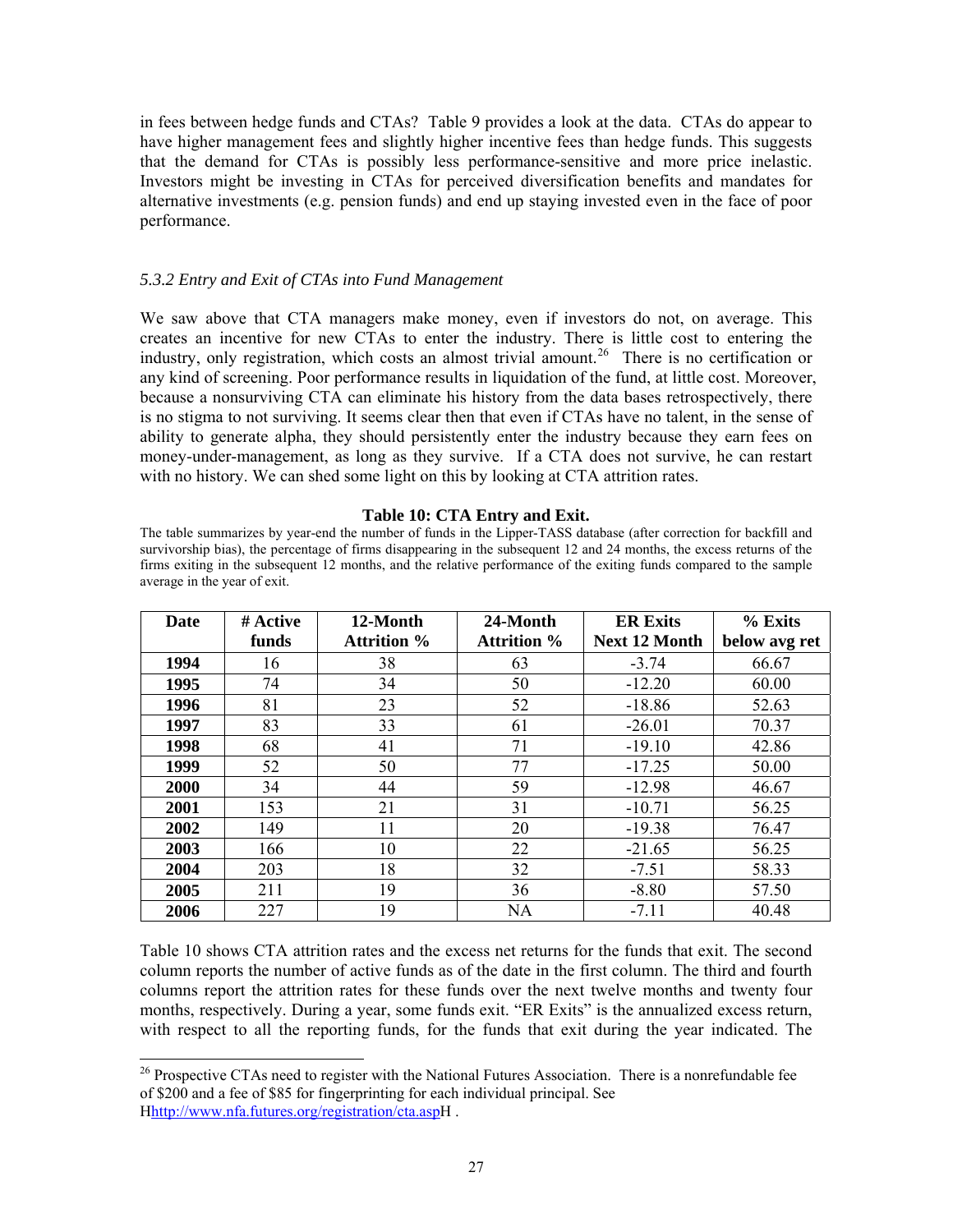in fees between hedge funds and CTAs? Table 9 provides a look at the data. CTAs do appear to have higher management fees and slightly higher incentive fees than hedge funds. This suggests that the demand for CTAs is possibly less performance-sensitive and more price inelastic. Investors might be investing in CTAs for perceived diversification benefits and mandates for alternative investments (e.g. pension funds) and end up staying invested even in the face of poor performance.

### *5.3.2 Entry and Exit of CTAs into Fund Management*

We saw above that CTA managers make money, even if investors do not, on average. This creates an incentive for new CTAs to enter the industry. There is little cost to entering the industry, only registration, which costs an almost trivial amount.[26] There is no certification or any kind of screening. Poor performance results in liquidation of the fund, at little cost. Moreover, because a nonsurviving CTA can eliminate his history from the data bases retrospectively, there is no stigma to not surviving. It seems clear then that even if CTAs have no talent, in the sense of ability to generate alpha, they should persistently enter the industry because they earn fees on money-under-management, as long as they survive. If a CTA does not survive, he can restart with no history. We can shed some light on this by looking at CTA attrition rates.

**Table 10: CTA Entry and Exit.**

The table summarizes by year-end the number of funds in the Lipper-TASS database (after correction for backfill and survivorship bias), the percentage of firms disappearing in the subsequent 12 and 24 months, the excess returns of the firms exiting in the subsequent 12 months, and the relative performance of the exiting funds compared to the sample average in the year of exit.

| Date | # Active funds | 12-Month Attrition % | 24-Month Attrition % | ER Exits Next 12 Month | % Exits below avg ret |
|---|---|---|---|---|---|
| **1994** | 16 | 38 | 63 | -3.74 | 66.67 |
| **1995** | 74 | 34 | 50 | -12.20 | 60.00 |
| **1996** | 81 | 23 | 52 | -18.86 | 52.63 |
| **1997** | 83 | 33 | 61 | -26.01 | 70.37 |
| **1998** | 68 | 41 | 71 | -19.10 | 42.86 |
| **1999** | 52 | 50 | 77 | -17.25 | 50.00 |
| **2000** | 34 | 44 | 59 | -12.98 | 46.67 |
| **2001** | 153 | 21 | 31 | -10.71 | 56.25 |
| **2002** | 149 | 11 | 20 | -19.38 | 76.47 |
| **2003** | 166 | 10 | 22 | -21.65 | 56.25 |
| **2004** | 203 | 18 | 32 | -7.51 | 58.33 |
| **2005** | 211 | 19 | 36 | -8.80 | 57.50 |
| **2006** | 227 | 19 | NA | -7.11 | 40.48 |

Table 10 shows CTA attrition rates and the excess net returns for the funds that exit. The second column reports the number of active funds as of the date in the first column. The third and fourth columns report the attrition rates for these funds over the next twelve months and twenty four months, respectively. During a year, some funds exit. "ER Exits" is the annualized excess return, with respect to all the reporting funds, for the funds that exit during the year indicated. The

[26] Prospective CTAs need to register with the National Futures Association. There is a nonrefundable fee of $200 and a fee of $85 for fingerprinting for each individual principal. See Hhttp://www.nfa.futures.org/registration/cta.aspH .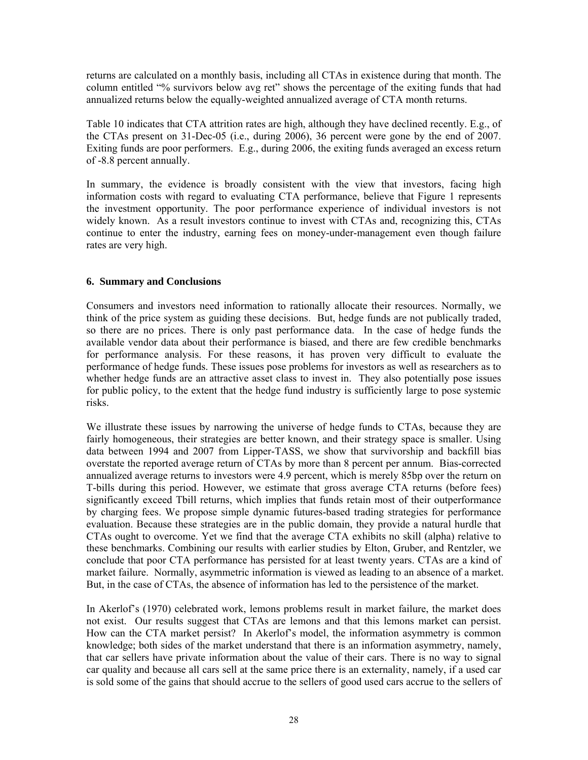returns are calculated on a monthly basis, including all CTAs in existence during that month. The column entitled "% survivors below avg ret" shows the percentage of the exiting funds that had annualized returns below the equally-weighted annualized average of CTA month returns.

Table 10 indicates that CTA attrition rates are high, although they have declined recently. E.g., of the CTAs present on 31-Dec-05 (i.e., during 2006), 36 percent were gone by the end of 2007. Exiting funds are poor performers. E.g., during 2006, the exiting funds averaged an excess return of -8.8 percent annually.

In summary, the evidence is broadly consistent with the view that investors, facing high information costs with regard to evaluating CTA performance, believe that Figure 1 represents the investment opportunity. The poor performance experience of individual investors is not widely known. As a result investors continue to invest with CTAs and, recognizing this, CTAs continue to enter the industry, earning fees on money-under-management even though failure rates are very high.

## 6. Summary and Conclusions

Consumers and investors need information to rationally allocate their resources. Normally, we think of the price system as guiding these decisions. But, hedge funds are not publically traded, so there are no prices. There is only past performance data. In the case of hedge funds the available vendor data about their performance is biased, and there are few credible benchmarks for performance analysis. For these reasons, it has proven very difficult to evaluate the performance of hedge funds. These issues pose problems for investors as well as researchers as to whether hedge funds are an attractive asset class to invest in. They also potentially pose issues for public policy, to the extent that the hedge fund industry is sufficiently large to pose systemic risks.

We illustrate these issues by narrowing the universe of hedge funds to CTAs, because they are fairly homogeneous, their strategies are better known, and their strategy space is smaller. Using data between 1994 and 2007 from Lipper-TASS, we show that survivorship and backfill bias overstate the reported average return of CTAs by more than 8 percent per annum. Bias-corrected annualized average returns to investors were 4.9 percent, which is merely 85bp over the return on T-bills during this period. However, we estimate that gross average CTA returns (before fees) significantly exceed Tbill returns, which implies that funds retain most of their outperformance by charging fees. We propose simple dynamic futures-based trading strategies for performance evaluation. Because these strategies are in the public domain, they provide a natural hurdle that CTAs ought to overcome. Yet we find that the average CTA exhibits no skill (alpha) relative to these benchmarks. Combining our results with earlier studies by Elton, Gruber, and Rentzler, we conclude that poor CTA performance has persisted for at least twenty years. CTAs are a kind of market failure. Normally, asymmetric information is viewed as leading to an absence of a market. But, in the case of CTAs, the absence of information has led to the persistence of the market.

In Akerlof's (1970) celebrated work, lemons problems result in market failure, the market does not exist. Our results suggest that CTAs are lemons and that this lemons market can persist. How can the CTA market persist? In Akerlof's model, the information asymmetry is common knowledge; both sides of the market understand that there is an information asymmetry, namely, that car sellers have private information about the value of their cars. There is no way to signal car quality and because all cars sell at the same price there is an externality, namely, if a used car is sold some of the gains that should accrue to the sellers of good used cars accrue to the sellers of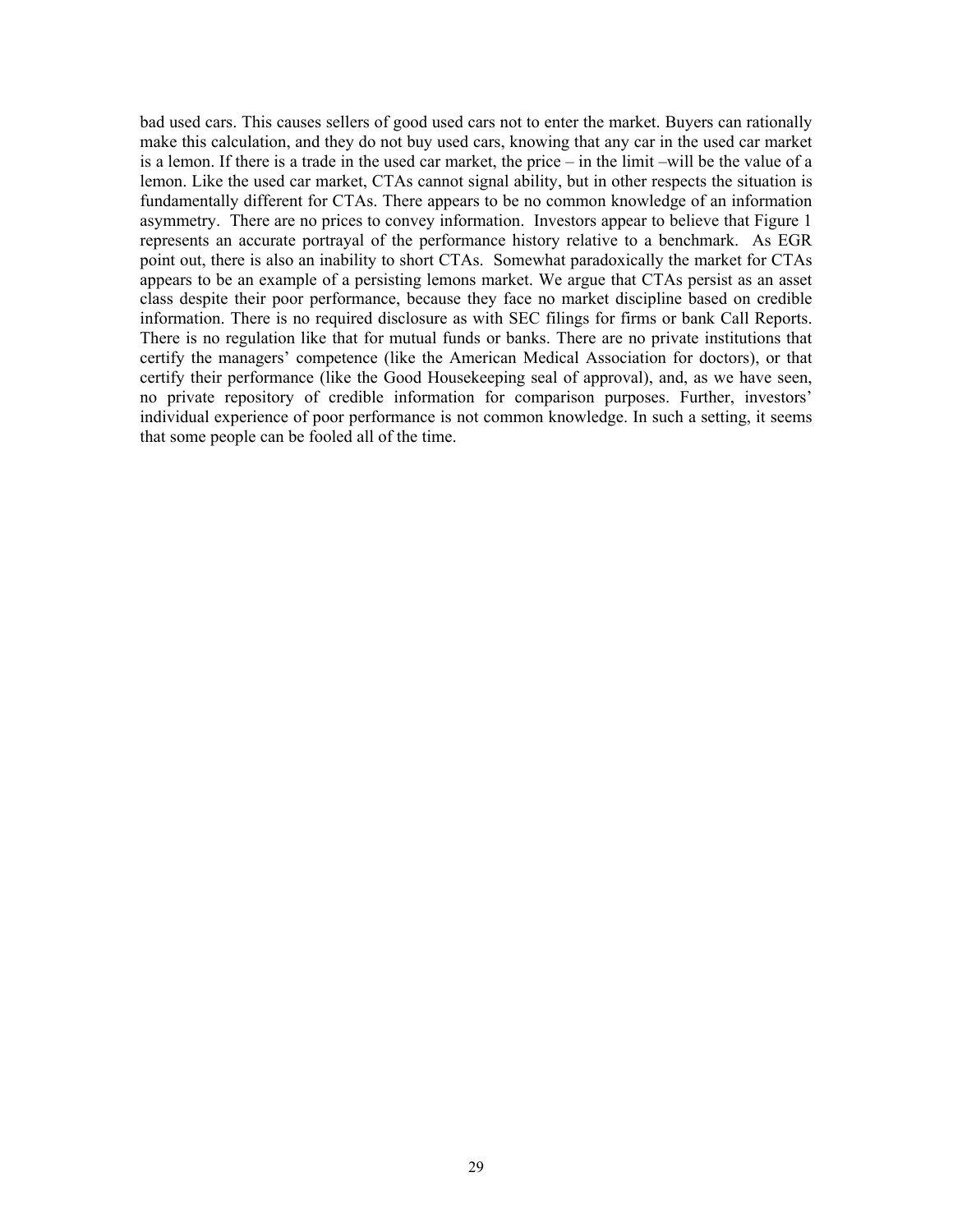bad used cars. This causes sellers of good used cars not to enter the market. Buyers can rationally make this calculation, and they do not buy used cars, knowing that any car in the used car market is a lemon. If there is a trade in the used car market, the price – in the limit –will be the value of a lemon. Like the used car market, CTAs cannot signal ability, but in other respects the situation is fundamentally different for CTAs. There appears to be no common knowledge of an information asymmetry. There are no prices to convey information. Investors appear to believe that Figure 1 represents an accurate portrayal of the performance history relative to a benchmark. As EGR point out, there is also an inability to short CTAs. Somewhat paradoxically the market for CTAs appears to be an example of a persisting lemons market. We argue that CTAs persist as an asset class despite their poor performance, because they face no market discipline based on credible information. There is no required disclosure as with SEC filings for firms or bank Call Reports. There is no regulation like that for mutual funds or banks. There are no private institutions that certify the managers' competence (like the American Medical Association for doctors), or that certify their performance (like the Good Housekeeping seal of approval), and, as we have seen, no private repository of credible information for comparison purposes. Further, investors' individual experience of poor performance is not common knowledge. In such a setting, it seems that some people can be fooled all of the time.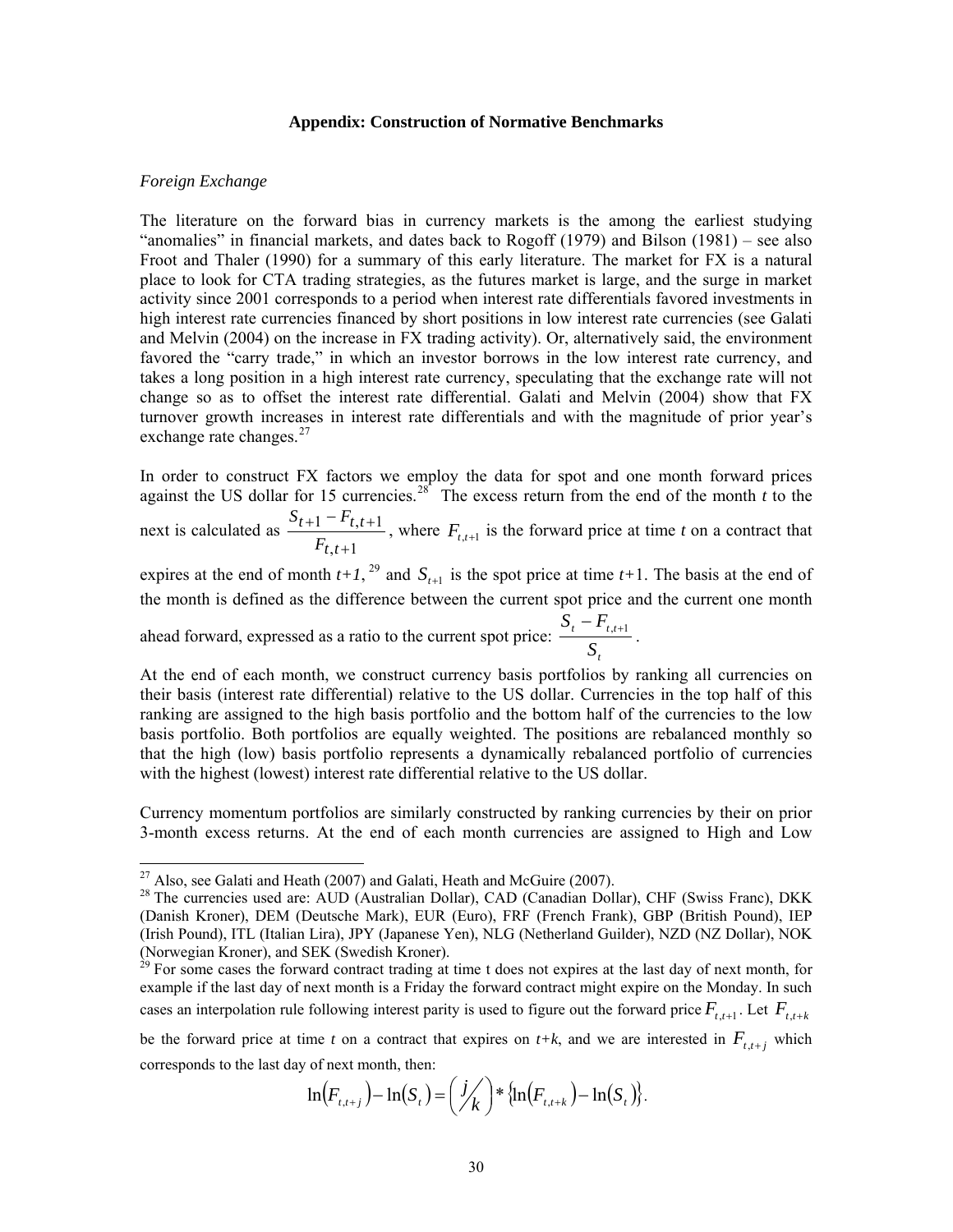**Appendix: Construction of Normative Benchmarks**

*Foreign Exchange*

The literature on the forward bias in currency markets is the among the earliest studying "anomalies" in financial markets, and dates back to Rogoff (1979) and Bilson (1981) – see also Froot and Thaler (1990) for a summary of this early literature. The market for FX is a natural place to look for CTA trading strategies, as the futures market is large, and the surge in market activity since 2001 corresponds to a period when interest rate differentials favored investments in high interest rate currencies financed by short positions in low interest rate currencies (see Galati and Melvin (2004) on the increase in FX trading activity). Or, alternatively said, the environment favored the "carry trade," in which an investor borrows in the low interest rate currency, and takes a long position in a high interest rate currency, speculating that the exchange rate will not change so as to offset the interest rate differential. Galati and Melvin (2004) show that FX turnover growth increases in interest rate differentials and with the magnitude of prior year's exchange rate changes.[27]

In order to construct FX factors we employ the data for spot and one month forward prices against the US dollar for 15 currencies.[28] The excess return from the end of the month *t* to the next is calculated as $\frac{S_{t+1} - F_{t,t+1}}{F_{t,t+1}}$, where $F_{t,t+1}$ is the forward price at time *t* on a contract that expires at the end of month *t+1*,[29] and $S_{t+1}$ is the spot price at time *t*+1. The basis at the end of the month is defined as the difference between the current spot price and the current one month ahead forward, expressed as a ratio to the current spot price: $\frac{S_t - F_{t,t+1}}{S_t}$.

At the end of each month, we construct currency basis portfolios by ranking all currencies on their basis (interest rate differential) relative to the US dollar. Currencies in the top half of this ranking are assigned to the high basis portfolio and the bottom half of the currencies to the low basis portfolio. Both portfolios are equally weighted. The positions are rebalanced monthly so that the high (low) basis portfolio represents a dynamically rebalanced portfolio of currencies with the highest (lowest) interest rate differential relative to the US dollar.

Currency momentum portfolios are similarly constructed by ranking currencies by their on prior 3-month excess returns. At the end of each month currencies are assigned to High and Low

---

[27] Also, see Galati and Heath (2007) and Galati, Heath and McGuire (2007).

[28] The currencies used are: AUD (Australian Dollar), CAD (Canadian Dollar), CHF (Swiss Franc), DKK (Danish Kroner), DEM (Deutsche Mark), EUR (Euro), FRF (French Frank), GBP (British Pound), IEP (Irish Pound), ITL (Italian Lira), JPY (Japanese Yen), NLG (Netherland Guilder), NZD (NZ Dollar), NOK (Norwegian Kroner), and SEK (Swedish Kroner).

[29] For some cases the forward contract trading at time t does not expires at the last day of next month, for example if the last day of next month is a Friday the forward contract might expire on the Monday. In such cases an interpolation rule following interest parity is used to figure out the forward price $F_{t,t+1}$. Let $F_{t,t+k}$ be the forward price at time *t* on a contract that expires on *t+k*, and we are interested in $F_{t,t+j}$ which corresponds to the last day of next month, then:

$$\ln(F_{t,t+j}) - \ln(S_t) = \left( j/k \right) * \{\ln(F_{t,t+k}) - \ln(S_t)\}.$$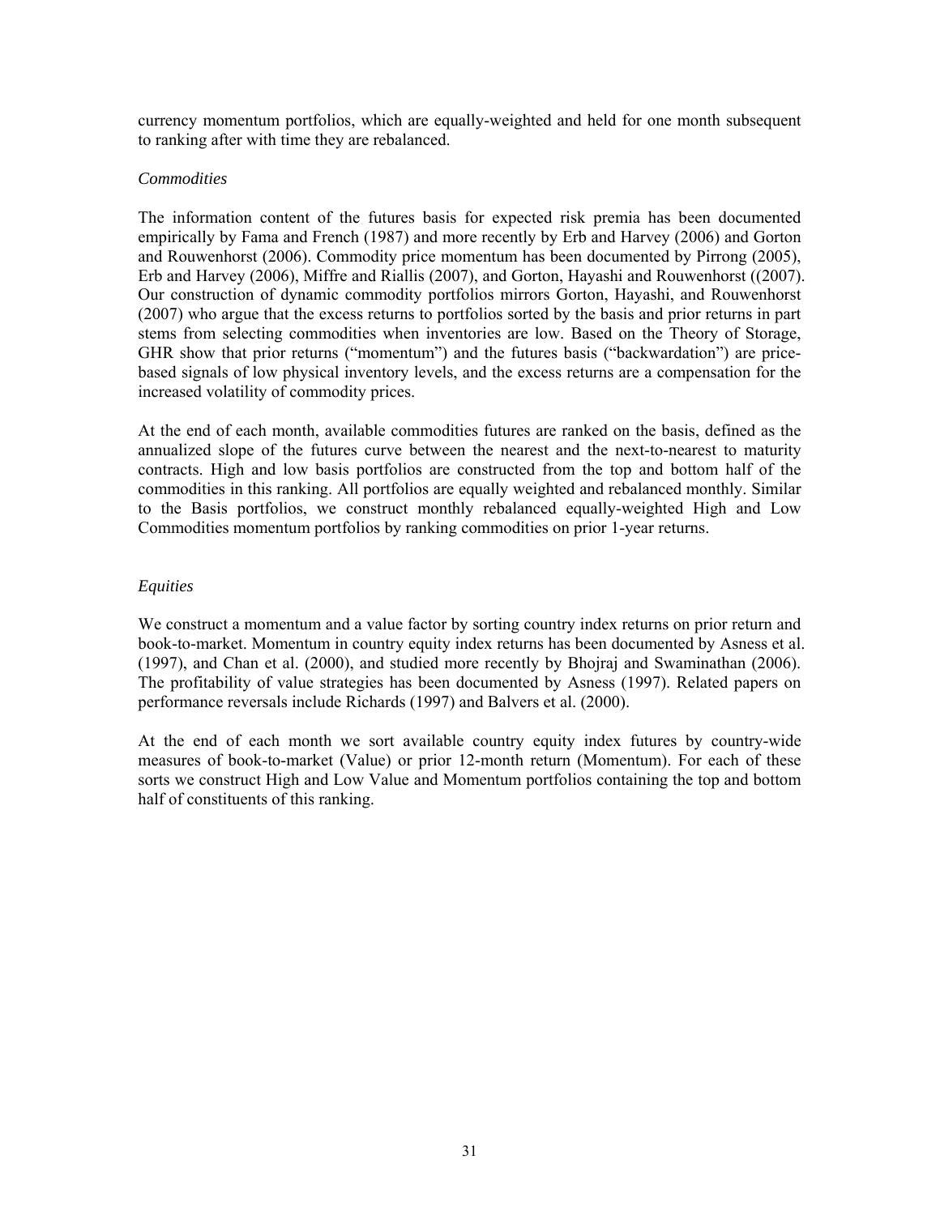currency momentum portfolios, which are equally-weighted and held for one month subsequent to ranking after with time they are rebalanced.

*Commodities*

The information content of the futures basis for expected risk premia has been documented empirically by Fama and French (1987) and more recently by Erb and Harvey (2006) and Gorton and Rouwenhorst (2006). Commodity price momentum has been documented by Pirrong (2005), Erb and Harvey (2006), Miffre and Riallis (2007), and Gorton, Hayashi and Rouwenhorst ((2007). Our construction of dynamic commodity portfolios mirrors Gorton, Hayashi, and Rouwenhorst (2007) who argue that the excess returns to portfolios sorted by the basis and prior returns in part stems from selecting commodities when inventories are low. Based on the Theory of Storage, GHR show that prior returns ("momentum") and the futures basis ("backwardation") are price-based signals of low physical inventory levels, and the excess returns are a compensation for the increased volatility of commodity prices.

At the end of each month, available commodities futures are ranked on the basis, defined as the annualized slope of the futures curve between the nearest and the next-to-nearest to maturity contracts. High and low basis portfolios are constructed from the top and bottom half of the commodities in this ranking. All portfolios are equally weighted and rebalanced monthly. Similar to the Basis portfolios, we construct monthly rebalanced equally-weighted High and Low Commodities momentum portfolios by ranking commodities on prior 1-year returns.

*Equities*

We construct a momentum and a value factor by sorting country index returns on prior return and book-to-market. Momentum in country equity index returns has been documented by Asness et al. (1997), and Chan et al. (2000), and studied more recently by Bhojraj and Swaminathan (2006). The profitability of value strategies has been documented by Asness (1997). Related papers on performance reversals include Richards (1997) and Balvers et al. (2000).

At the end of each month we sort available country equity index futures by country-wide measures of book-to-market (Value) or prior 12-month return (Momentum). For each of these sorts we construct High and Low Value and Momentum portfolios containing the top and bottom half of constituents of this ranking.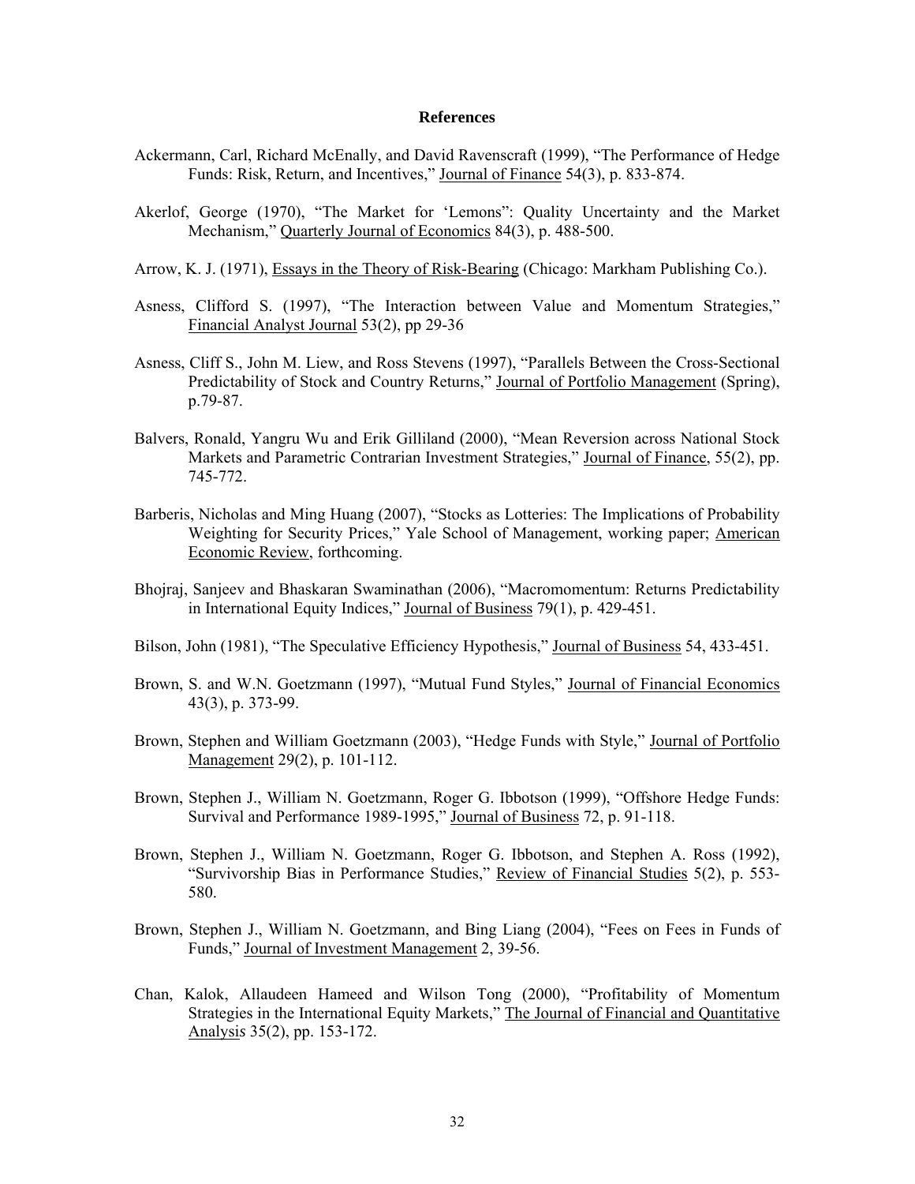**References**

Ackermann, Carl, Richard McEnally, and David Ravenscraft (1999), "The Performance of Hedge Funds: Risk, Return, and Incentives," Journal of Finance 54(3), p. 833-874.

Akerlof, George (1970), "The Market for 'Lemons": Quality Uncertainty and the Market Mechanism," Quarterly Journal of Economics 84(3), p. 488-500.

Arrow, K. J. (1971), Essays in the Theory of Risk-Bearing (Chicago: Markham Publishing Co.).

Asness, Clifford S. (1997), "The Interaction between Value and Momentum Strategies," Financial Analyst Journal 53(2), pp 29-36

Asness, Cliff S., John M. Liew, and Ross Stevens (1997), "Parallels Between the Cross-Sectional Predictability of Stock and Country Returns," Journal of Portfolio Management (Spring), p.79-87.

Balvers, Ronald, Yangru Wu and Erik Gilliland (2000), "Mean Reversion across National Stock Markets and Parametric Contrarian Investment Strategies," Journal of Finance, 55(2), pp. 745-772.

Barberis, Nicholas and Ming Huang (2007), "Stocks as Lotteries: The Implications of Probability Weighting for Security Prices," Yale School of Management, working paper; American Economic Review, forthcoming.

Bhojraj, Sanjeev and Bhaskaran Swaminathan (2006), "Macromomentum: Returns Predictability in International Equity Indices," Journal of Business 79(1), p. 429-451.

Bilson, John (1981), "The Speculative Efficiency Hypothesis," Journal of Business 54, 433-451.

Brown, S. and W.N. Goetzmann (1997), "Mutual Fund Styles," Journal of Financial Economics 43(3), p. 373-99.

Brown, Stephen and William Goetzmann (2003), "Hedge Funds with Style," Journal of Portfolio Management 29(2), p. 101-112.

Brown, Stephen J., William N. Goetzmann, Roger G. Ibbotson (1999), "Offshore Hedge Funds: Survival and Performance 1989-1995," Journal of Business 72, p. 91-118.

Brown, Stephen J., William N. Goetzmann, Roger G. Ibbotson, and Stephen A. Ross (1992), "Survivorship Bias in Performance Studies," Review of Financial Studies 5(2), p. 553-580.

Brown, Stephen J., William N. Goetzmann, and Bing Liang (2004), "Fees on Fees in Funds of Funds," Journal of Investment Management 2, 39-56.

Chan, Kalok, Allaudeen Hameed and Wilson Tong (2000), "Profitability of Momentum Strategies in the International Equity Markets," The Journal of Financial and Quantitative Analysis 35(2), pp. 153-172.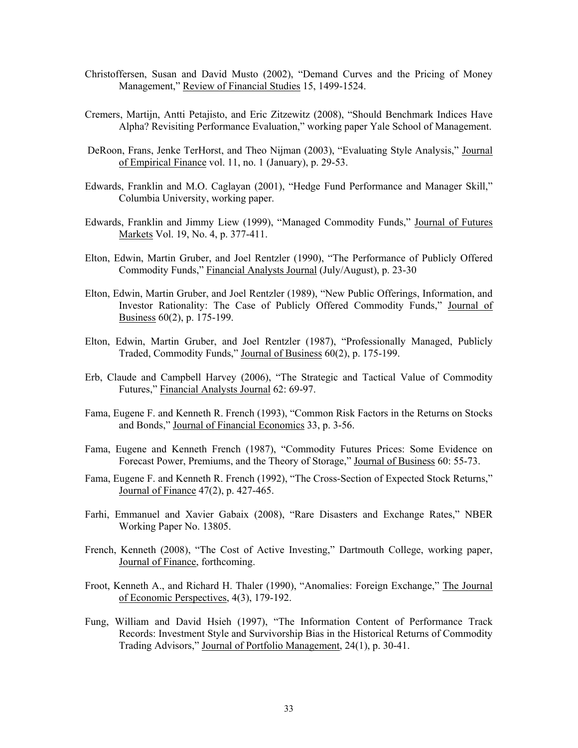Christoffersen, Susan and David Musto (2002), "Demand Curves and the Pricing of Money Management," Review of Financial Studies 15, 1499-1524.

Cremers, Martijn, Antti Petajisto, and Eric Zitzewitz (2008), "Should Benchmark Indices Have Alpha? Revisiting Performance Evaluation," working paper Yale School of Management.

DeRoon, Frans, Jenke TerHorst, and Theo Nijman (2003), "Evaluating Style Analysis," Journal of Empirical Finance vol. 11, no. 1 (January), p. 29-53.

Edwards, Franklin and M.O. Caglayan (2001), "Hedge Fund Performance and Manager Skill," Columbia University, working paper.

Edwards, Franklin and Jimmy Liew (1999), "Managed Commodity Funds," Journal of Futures Markets Vol. 19, No. 4, p. 377-411.

Elton, Edwin, Martin Gruber, and Joel Rentzler (1990), "The Performance of Publicly Offered Commodity Funds," Financial Analysts Journal (July/August), p. 23-30

Elton, Edwin, Martin Gruber, and Joel Rentzler (1989), "New Public Offerings, Information, and Investor Rationality: The Case of Publicly Offered Commodity Funds," Journal of Business 60(2), p. 175-199.

Elton, Edwin, Martin Gruber, and Joel Rentzler (1987), "Professionally Managed, Publicly Traded, Commodity Funds," Journal of Business 60(2), p. 175-199.

Erb, Claude and Campbell Harvey (2006), "The Strategic and Tactical Value of Commodity Futures," Financial Analysts Journal 62: 69-97.

Fama, Eugene F. and Kenneth R. French (1993), "Common Risk Factors in the Returns on Stocks and Bonds," Journal of Financial Economics 33, p. 3-56.

Fama, Eugene and Kenneth French (1987), "Commodity Futures Prices: Some Evidence on Forecast Power, Premiums, and the Theory of Storage," Journal of Business 60: 55-73.

Fama, Eugene F. and Kenneth R. French (1992), "The Cross-Section of Expected Stock Returns," Journal of Finance 47(2), p. 427-465.

Farhi, Emmanuel and Xavier Gabaix (2008), "Rare Disasters and Exchange Rates," NBER Working Paper No. 13805.

French, Kenneth (2008), "The Cost of Active Investing," Dartmouth College, working paper, Journal of Finance, forthcoming.

Froot, Kenneth A., and Richard H. Thaler (1990), "Anomalies: Foreign Exchange," The Journal of Economic Perspectives, 4(3), 179-192.

Fung, William and David Hsieh (1997), "The Information Content of Performance Track Records: Investment Style and Survivorship Bias in the Historical Returns of Commodity Trading Advisors," Journal of Portfolio Management, 24(1), p. 30-41.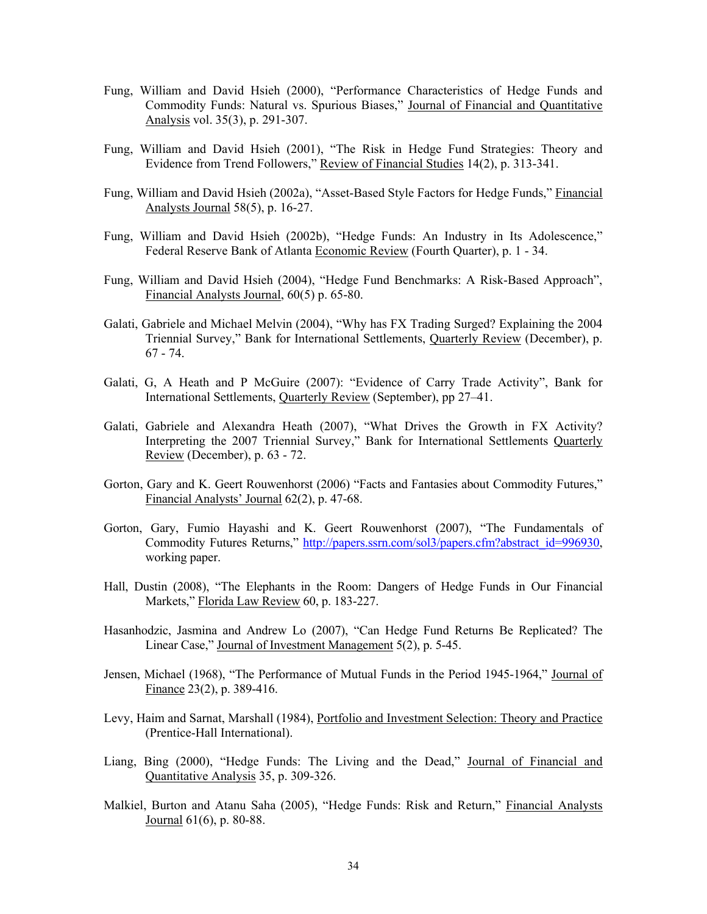Fung, William and David Hsieh (2000), "Performance Characteristics of Hedge Funds and Commodity Funds: Natural vs. Spurious Biases," Journal of Financial and Quantitative Analysis vol. 35(3), p. 291-307.

Fung, William and David Hsieh (2001), "The Risk in Hedge Fund Strategies: Theory and Evidence from Trend Followers," Review of Financial Studies 14(2), p. 313-341.

Fung, William and David Hsieh (2002a), "Asset-Based Style Factors for Hedge Funds," Financial Analysts Journal 58(5), p. 16-27.

Fung, William and David Hsieh (2002b), "Hedge Funds: An Industry in Its Adolescence," Federal Reserve Bank of Atlanta Economic Review (Fourth Quarter), p. 1 - 34.

Fung, William and David Hsieh (2004), "Hedge Fund Benchmarks: A Risk-Based Approach", Financial Analysts Journal, 60(5) p. 65-80.

Galati, Gabriele and Michael Melvin (2004), "Why has FX Trading Surged? Explaining the 2004 Triennial Survey," Bank for International Settlements, Quarterly Review (December), p. 67 - 74.

Galati, G, A Heath and P McGuire (2007): "Evidence of Carry Trade Activity", Bank for International Settlements, Quarterly Review (September), pp 27–41.

Galati, Gabriele and Alexandra Heath (2007), "What Drives the Growth in FX Activity? Interpreting the 2007 Triennial Survey," Bank for International Settlements Quarterly Review (December), p. 63 - 72.

Gorton, Gary and K. Geert Rouwenhorst (2006) "Facts and Fantasies about Commodity Futures," Financial Analysts' Journal 62(2), p. 47-68.

Gorton, Gary, Fumio Hayashi and K. Geert Rouwenhorst (2007), "The Fundamentals of Commodity Futures Returns," http://papers.ssrn.com/sol3/papers.cfm?abstract_id=996930, working paper.

Hall, Dustin (2008), "The Elephants in the Room: Dangers of Hedge Funds in Our Financial Markets," Florida Law Review 60, p. 183-227.

Hasanhodzic, Jasmina and Andrew Lo (2007), "Can Hedge Fund Returns Be Replicated? The Linear Case," Journal of Investment Management 5(2), p. 5-45.

Jensen, Michael (1968), "The Performance of Mutual Funds in the Period 1945-1964," Journal of Finance 23(2), p. 389-416.

Levy, Haim and Sarnat, Marshall (1984), Portfolio and Investment Selection: Theory and Practice (Prentice-Hall International).

Liang, Bing (2000), "Hedge Funds: The Living and the Dead," Journal of Financial and Quantitative Analysis 35, p. 309-326.

Malkiel, Burton and Atanu Saha (2005), "Hedge Funds: Risk and Return," Financial Analysts Journal 61(6), p. 80-88.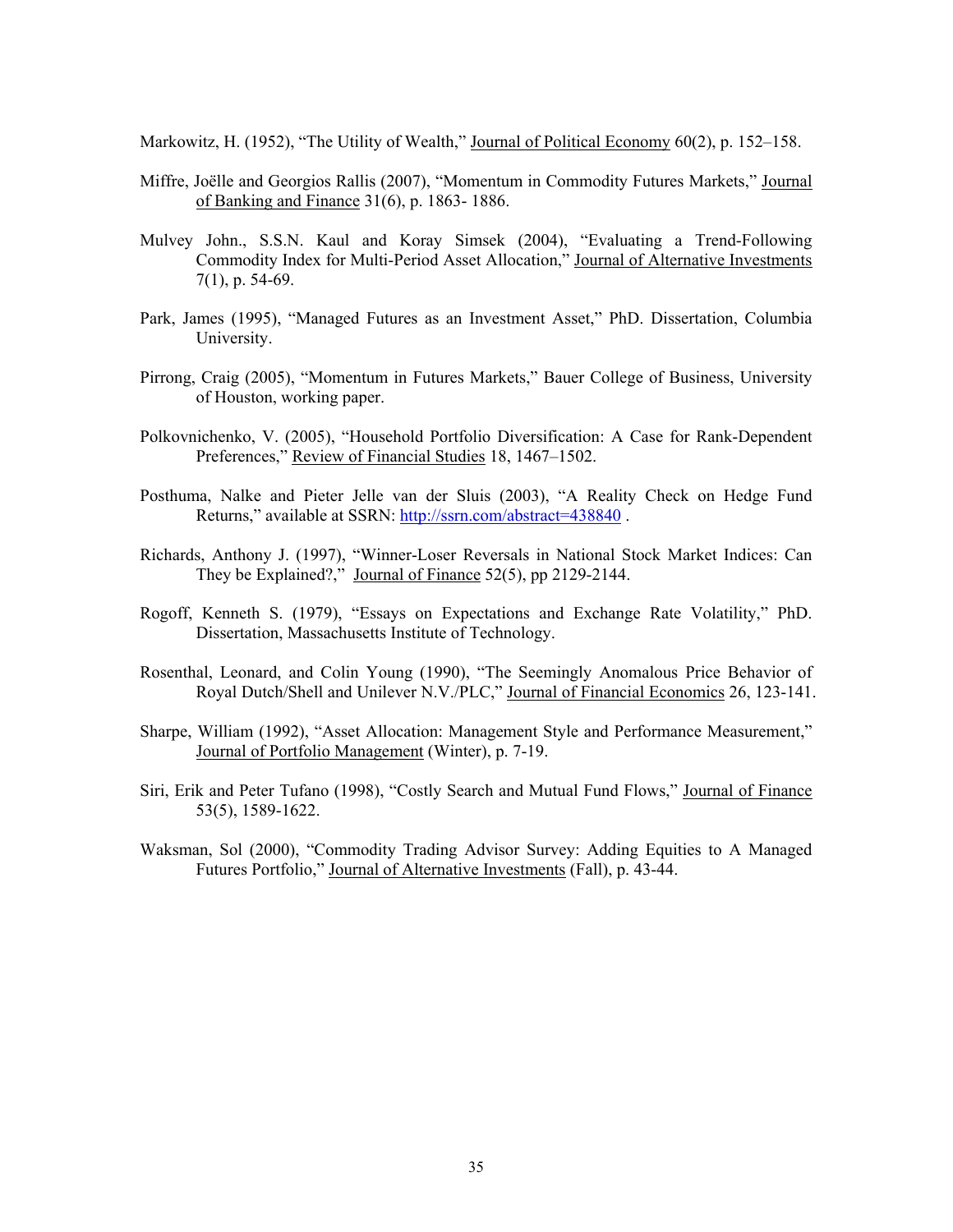Markowitz, H. (1952), "The Utility of Wealth," Journal of Political Economy 60(2), p. 152–158.

Miffre, Joëlle and Georgios Rallis (2007), "Momentum in Commodity Futures Markets," Journal of Banking and Finance 31(6), p. 1863- 1886.

Mulvey John., S.S.N. Kaul and Koray Simsek (2004), "Evaluating a Trend-Following Commodity Index for Multi-Period Asset Allocation," Journal of Alternative Investments 7(1), p. 54-69.

Park, James (1995), "Managed Futures as an Investment Asset," PhD. Dissertation, Columbia University.

Pirrong, Craig (2005), "Momentum in Futures Markets," Bauer College of Business, University of Houston, working paper.

Polkovnichenko, V. (2005), "Household Portfolio Diversification: A Case for Rank-Dependent Preferences," Review of Financial Studies 18, 1467–1502.

Posthuma, Nalke and Pieter Jelle van der Sluis (2003), "A Reality Check on Hedge Fund Returns," available at SSRN: http://ssrn.com/abstract=438840 .

Richards, Anthony J. (1997), "Winner-Loser Reversals in National Stock Market Indices: Can They be Explained?," Journal of Finance 52(5), pp 2129-2144.

Rogoff, Kenneth S. (1979), "Essays on Expectations and Exchange Rate Volatility," PhD. Dissertation, Massachusetts Institute of Technology.

Rosenthal, Leonard, and Colin Young (1990), "The Seemingly Anomalous Price Behavior of Royal Dutch/Shell and Unilever N.V./PLC," Journal of Financial Economics 26, 123-141.

Sharpe, William (1992), "Asset Allocation: Management Style and Performance Measurement," Journal of Portfolio Management (Winter), p. 7-19.

Siri, Erik and Peter Tufano (1998), "Costly Search and Mutual Fund Flows," Journal of Finance 53(5), 1589-1622.

Waksman, Sol (2000), "Commodity Trading Advisor Survey: Adding Equities to A Managed Futures Portfolio," Journal of Alternative Investments (Fall), p. 43-44.